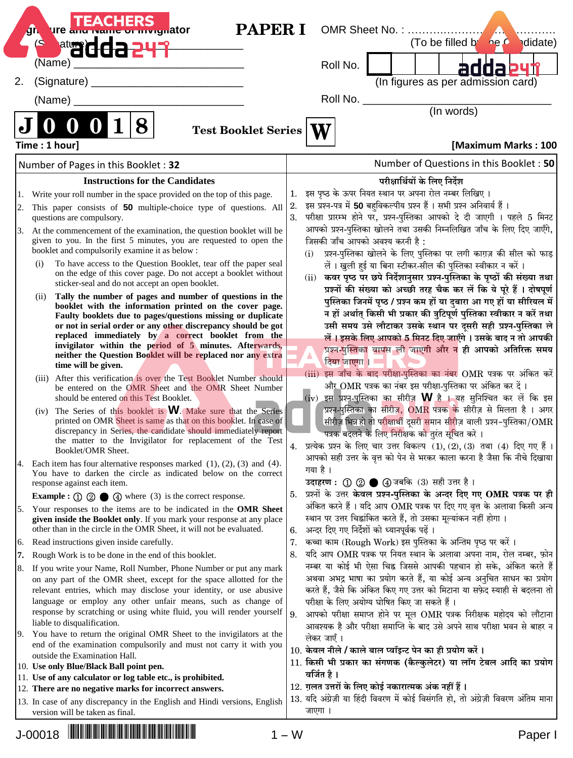1. (Signature) ______________________________

(Name) ______________________________

2. (Signature) ______________________________

(Name) ______________________________

# PAPER I

OMR Sheet No. : ................................................

(To be filled by the Candidate)

Roll No. | | | | | | | |

(In figures as per admission card)

Roll No. ______________________________

(In words)

**J 0 0 0 1 8**

**Test Booklet Series** **W**

**Time : 1 hour]** **[Maximum Marks : 100**

Number of Pages in this Booklet : **32**

Number of Questions in this Booklet : **50**

## Instructions for the Candidates

1. Write your roll number in the space provided on the top of this page.
2. This paper consists of **50** multiple-choice type of questions. All questions are compulsory.
3. At the commencement of the examination, the question booklet will be given to you. In the first 5 minutes, you are requested to open the booklet and compulsorily examine it as below :
   - (i) To have access to the Question Booklet, tear off the paper seal on the edge of this cover page. Do not accept a booklet without sticker-seal and do not accept an open booklet.
   - (ii) **Tally the number of pages and number of questions in the booklet with the information printed on the cover page. Faulty booklets due to pages/questions missing or duplicate or not in serial order or any other discrepancy should be got replaced immediately by a correct booklet from the invigilator within the period of 5 minutes. Afterwards, neither the Question Booklet will be replaced nor any extra time will be given.**
   - (iii) After this verification is over the Test Booklet Number should be entered on the OMR Sheet and the OMR Sheet Number should be entered on this Test Booklet.
   - (iv) The Series of this booklet is **W**. Make sure that the Series printed on OMR Sheet is same as that on this booklet. In case of discrepancy in Series, the candidate should immediately report the matter to the Invigilator for replacement of the Test Booklet/OMR Sheet.
4. Each item has four alternative responses marked (1), (2), (3) and (4). You have to darken the circle as indicated below on the correct response against each item.

   **Example :** ① ② ● ④ where (3) is the correct response.
5. Your responses to the items are to be indicated in the **OMR Sheet given inside the Booklet only**. If you mark your response at any place other than in the circle in the OMR Sheet, it will not be evaluated.
6. Read instructions given inside carefully.
7. Rough Work is to be done in the end of this booklet.
8. If you write your Name, Roll Number, Phone Number or put any mark on any part of the OMR sheet, except for the space allotted for the relevant entries, which may disclose your identity, or use abusive language or employ any other unfair means, such as change of response by scratching or using white fluid, you will render yourself liable to disqualification.
9. You have to return the original OMR Sheet to the invigilators at the end of the examination compulsorily and must not carry it with you outside the Examination Hall.
10. **Use only Blue/Black Ball point pen.**
11. **Use of any calculator or log table etc., is prohibited.**
12. **There are no negative marks for incorrect answers.**
13. In case of any discrepancy in the English and Hindi versions, English version will be taken as final.

## परीक्षार्थियों के लिए निर्देश

1. इस पृष्ठ के ऊपर नियत स्थान पर अपना रोल नम्बर लिखिए ।
2. इस प्रश्न-पत्र में **50** बहुविकल्पीय प्रश्न हैं । सभी प्रश्न अनिवार्य हैं ।
3. परीक्षा प्रारम्भ होने पर, प्रश्न-पुस्तिका आपको दे दी जाएगी । पहले 5 मिनट आपको प्रश्न-पुस्तिका खोलने तथा उसकी निम्नलिखित जाँच के लिए दिए जाएँगे, जिसकी जाँच आपको अवश्य करनी है :
   - (i) प्रश्न-पुस्तिका खोलने के लिए पुस्तिका पर लगी काग़ज़ की सील को फाड़ लें । खुली हुई या बिना स्टीकर-सील की पुस्तिका स्वीकार न करें ।
   - (ii) **कवर पृष्ठ पर छपे निर्देशानुसार प्रश्न-पुस्तिका के पृष्ठों की संख्या तथा प्रश्नों की संख्या को अच्छी तरह चैक कर लें कि ये पूरे हैं । दोषपूर्ण पुस्तिका जिनमें पृष्ठ / प्रश्न कम हों या दुबारा आ गए हों या सीरियल में न हों अर्थात् किसी भी प्रकार की त्रुटिपूर्ण पुस्तिका स्वीकार न करें तथा उसी समय उसे लौटाकर उसके स्थान पर दूसरी सही प्रश्न-पुस्तिका ले लें । इसके लिए आपको 5 मिनट दिए जाएँगे । उसके बाद न तो आपकी प्रश्न-पुस्तिका वापस ली जाएगी और न ही आपको अतिरिक्त समय दिया जाएगा ।**
   - (iii) इस जाँच के बाद परीक्षा-पुस्तिका का नंबर OMR पत्रक पर अंकित करें और OMR पत्रक का नंबर इस परीक्षा-पुस्तिका पर अंकित कर दें ।
   - (iv) इस प्रश्न-पुस्तिका का सीरीज़ **W** है । यह सुनिश्चित कर लें कि इस प्रश्न-पुस्तिका का सीरीज़, OMR पत्रक के सीरीज़ से मिलता है । अगर सीरीज़ भिन्न हो तो परीक्षार्थी दूसरी समान सीरीज़ वाली प्रश्न-पुस्तिका/OMR पत्रक बदलने के लिए निरीक्षक को तुरंत सूचित करे ।
4. प्रत्येक प्रश्न के लिए चार उत्तर विकल्प (1), (2), (3) तथा (4) दिए गए हैं । आपको सही उत्तर के वृत्त को पेन से भरकर काला करना है जैसा कि नीचे दिखाया गया है ।

   **उदाहरण :** ① ② ● ④ जबकि (3) सही उत्तर है ।
5. प्रश्नों के उत्तर **केवल प्रश्न-पुस्तिका के अन्दर दिए गए OMR पत्रक पर ही** अंकित करने हैं । यदि आप OMR पत्रक पर दिए गए वृत्त के अलावा किसी अन्य स्थान पर उत्तर चिह्नांकित करते हैं, तो उसका मूल्यांकन नहीं होगा ।
6. अन्दर दिए गए निर्देशों को ध्यानपूर्वक पढ़ें ।
7. कच्चा काम (Rough Work) इस पुस्तिका के अन्तिम पृष्ठ पर करें ।
8. यदि आप OMR पत्रक पर नियत स्थान के अलावा अपना नाम, रोल नम्बर, फ़ोन नम्बर या कोई भी ऐसा चिह्न जिससे आपकी पहचान हो सके, अंकित करते हैं अथवा अभद्र भाषा का प्रयोग करते हैं, या कोई अन्य अनुचित साधन का प्रयोग करते हैं, जैसे कि अंकित किए गए उत्तर को मिटाना या सफ़ेद स्याही से बदलना तो परीक्षा के लिए अयोग्य घोषित किए जा सकते हैं ।
9. आपको परीक्षा समाप्त होने पर मूल OMR पत्रक निरीक्षक महोदय को लौटाना आवश्यक है और परीक्षा समाप्ति के बाद उसे अपने साथ परीक्षा भवन से बाहर न लेकर जाएँ ।
10. **केवल नीले / काले बाल प्वॉइन्ट पेन का ही प्रयोग करें ।**
11. **किसी भी प्रकार का संगणक (कैल्कुलेटर) या लॉग टेबल आदि का प्रयोग वर्जित है ।**
12. **ग़लत उत्तरों के लिए कोई नकारात्मक अंक नहीं हैं ।**
13. यदि अंग्रेज़ी या हिंदी विवरण में कोई विसंगति हो, तो अंग्रेज़ी विवरण अंतिम माना जाएगा ।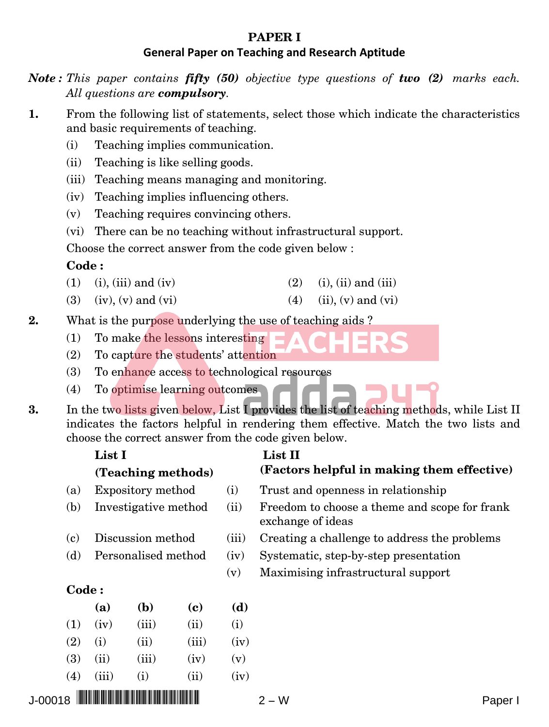# PAPER I

## General Paper on Teaching and Research Aptitude

***Note :*** *This paper contains **fifty (50)** objective type questions of **two (2)** marks each. All questions are **compulsory**.*

**1.** From the following list of statements, select those which indicate the characteristics and basic requirements of teaching.

(i) Teaching implies communication.

(ii) Teaching is like selling goods.

(iii) Teaching means managing and monitoring.

(iv) Teaching implies influencing others.

(v) Teaching requires convincing others.

(vi) There can be no teaching without infrastructural support.

Choose the correct answer from the code given below :

**Code :**

(1) (i), (iii) and (iv)

(2) (i), (ii) and (iii)

(3) (iv), (v) and (vi)

(4) (ii), (v) and (vi)

**2.** What is the purpose underlying the use of teaching aids ?

(1) To make the lessons interesting

(2) To capture the students' attention

(3) To enhance access to technological resources

(4) To optimise learning outcomes

**3.** In the two lists given below, List I provides the list of teaching methods, while List II indicates the factors helpful in rendering them effective. Match the two lists and choose the correct answer from the code given below.

| | List I (Teaching methods) | | List II (Factors helpful in making them effective) |
|---|---|---|---|
| (a) | Expository method | (i) | Trust and openness in relationship |
| (b) | Investigative method | (ii) | Freedom to choose a theme and scope for frank exchange of ideas |
| (c) | Discussion method | (iii) | Creating a challenge to address the problems |
| (d) | Personalised method | (iv) | Systematic, step-by-step presentation |
| | | (v) | Maximising infrastructural support |

**Code :**

| | (a) | (b) | (c) | (d) |
|---|---|---|---|---|
| (1) | (iv) | (iii) | (ii) | (i) |
| (2) | (i) | (ii) | (iii) | (iv) |
| (3) | (ii) | (iii) | (iv) | (v) |
| (4) | (iii) | (i) | (ii) | (iv) |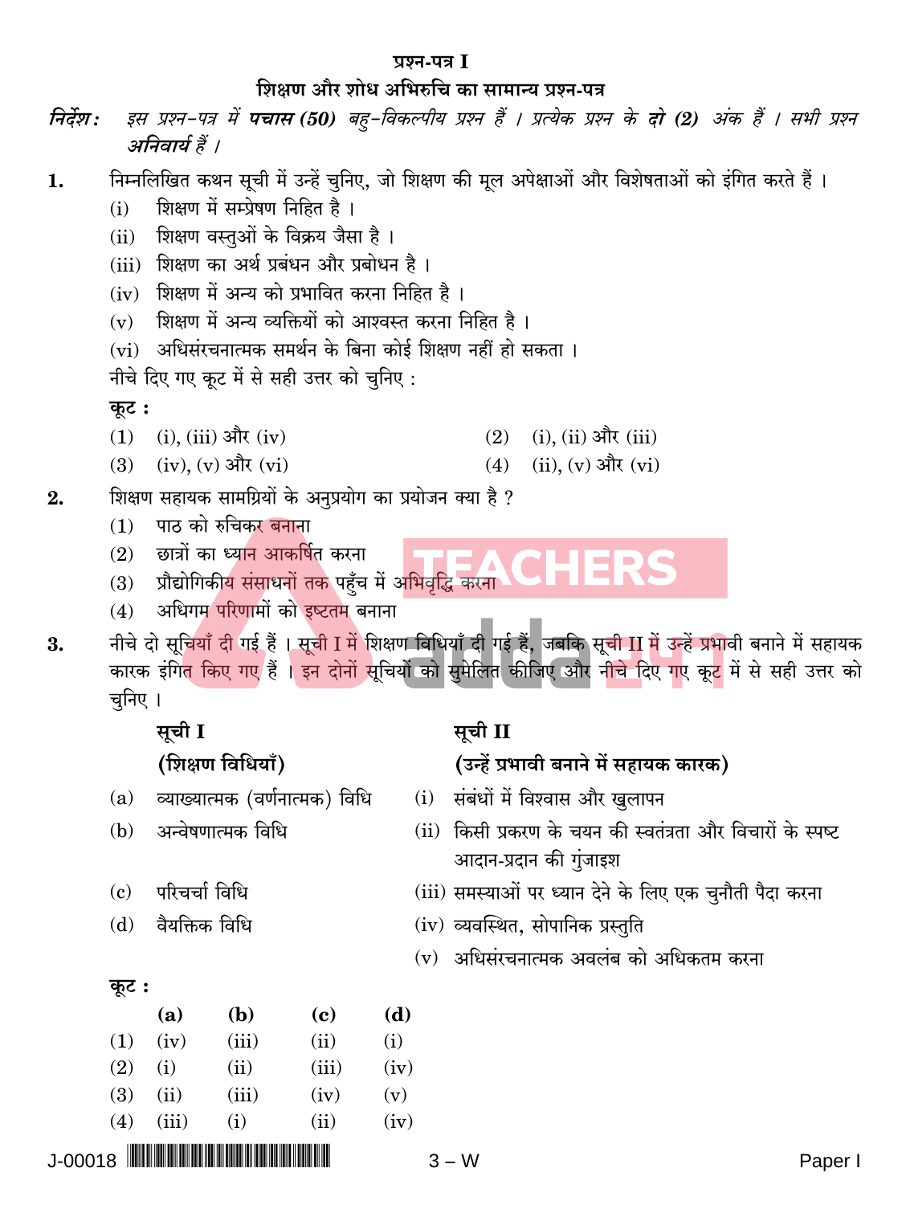# प्रश्न-पत्र I

## शिक्षण और शोध अभिरुचि का सामान्य प्रश्न-पत्र

***निर्देश :*** *इस प्रश्न-पत्र में* ***पचास (50)*** *बहु-विकल्पीय प्रश्न हैं । प्रत्येक प्रश्न के* ***दो (2)*** *अंक हैं । सभी प्रश्न* ***अनिवार्य*** *हैं ।*

**1.** निम्नलिखित कथन सूची में उन्हें चुनिए, जो शिक्षण की मूल अपेक्षाओं और विशेषताओं को इंगित करते हैं ।

(i) शिक्षण में सम्प्रेषण निहित है ।

(ii) शिक्षण वस्तुओं के विक्रय जैसा है ।

(iii) शिक्षण का अर्थ प्रबंधन और प्रबोधन है ।

(iv) शिक्षण में अन्य को प्रभावित करना निहित है ।

(v) शिक्षण में अन्य व्यक्तियों को आश्वस्त करना निहित है ।

(vi) अधिसंरचनात्मक समर्थन के बिना कोई शिक्षण नहीं हो सकता ।

नीचे दिए गए कूट में से सही उत्तर को चुनिए :

**कूट :**

(1) (i), (iii) और (iv)

(2) (i), (ii) और (iii)

(3) (iv), (v) और (vi)

(4) (ii), (v) और (vi)

**2.** शिक्षण सहायक सामग्रियों के अनुप्रयोग का प्रयोजन क्या है ?

(1) पाठ को रुचिकर बनाना

(2) छात्रों का ध्यान आकर्षित करना

(3) प्रौद्योगिकीय संसाधनों तक पहुँच में अभिवृद्धि करना

(4) अधिगम परिणामों को इष्टतम बनाना

**3.** नीचे दो सूचियाँ दी गई हैं । सूची I में शिक्षण विधियाँ दी गई हैं, जबकि सूची II में उन्हें प्रभावी बनाने में सहायक कारक इंगित किए गए हैं । इन दोनों सूचियों को सुमेलित कीजिए और नीचे दिए गए कूट में से सही उत्तर को चुनिए ।

| सूची I (शिक्षण विधियाँ) | सूची II (उन्हें प्रभावी बनाने में सहायक कारक) |
|---|---|
| (a) व्याख्यात्मक (वर्णनात्मक) विधि | (i) संबंधों में विश्वास और खुलापन |
| (b) अन्वेषणात्मक विधि | (ii) किसी प्रकरण के चयन की स्वतंत्रता और विचारों के स्पष्ट आदान-प्रदान की गुंजाइश |
| (c) परिचर्चा विधि | (iii) समस्याओं पर ध्यान देने के लिए एक चुनौती पैदा करना |
| (d) वैयक्तिक विधि | (iv) व्यवस्थित, सोपानिक प्रस्तुति |
| | (v) अधिसंरचनात्मक अवलंब को अधिकतम करना |

**कूट :**

| | (a) | (b) | (c) | (d) |
|---|---|---|---|---|
| (1) | (iv) | (iii) | (ii) | (i) |
| (2) | (i) | (ii) | (iii) | (iv) |
| (3) | (ii) | (iii) | (iv) | (v) |
| (4) | (iii) | (i) | (ii) | (iv) |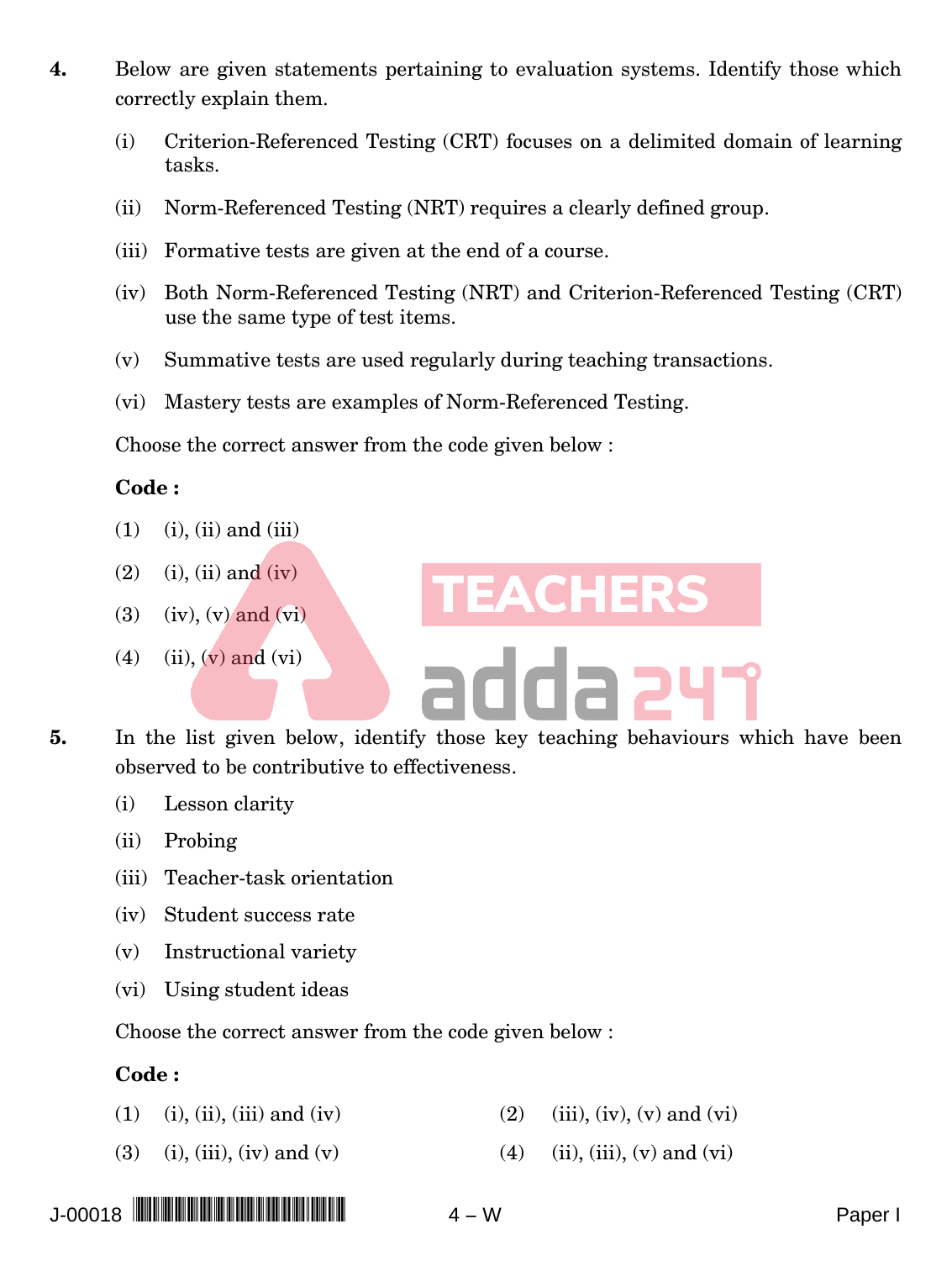**4.** Below are given statements pertaining to evaluation systems. Identify those which correctly explain them.

(i) Criterion-Referenced Testing (CRT) focuses on a delimited domain of learning tasks.

(ii) Norm-Referenced Testing (NRT) requires a clearly defined group.

(iii) Formative tests are given at the end of a course.

(iv) Both Norm-Referenced Testing (NRT) and Criterion-Referenced Testing (CRT) use the same type of test items.

(v) Summative tests are used regularly during teaching transactions.

(vi) Mastery tests are examples of Norm-Referenced Testing.

Choose the correct answer from the code given below :

**Code :**

(1) (i), (ii) and (iii)

(2) (i), (ii) and (iv)

(3) (iv), (v) and (vi)

(4) (ii), (v) and (vi)

**5.** In the list given below, identify those key teaching behaviours which have been observed to be contributive to effectiveness.

(i) Lesson clarity

(ii) Probing

(iii) Teacher-task orientation

(iv) Student success rate

(v) Instructional variety

(vi) Using student ideas

Choose the correct answer from the code given below :

**Code :**

(1) (i), (ii), (iii) and (iv)

(2) (iii), (iv), (v) and (vi)

(3) (i), (iii), (iv) and (v)

(4) (ii), (iii), (v) and (vi)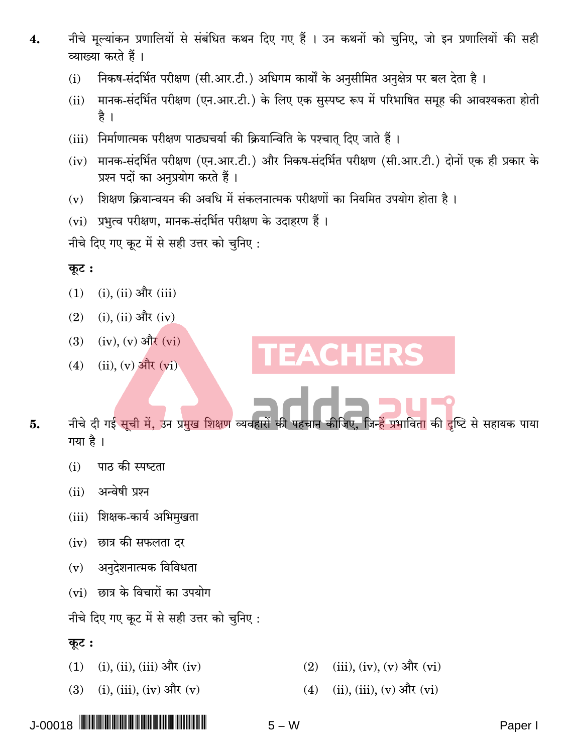4. नीचे मूल्यांकन प्रणालियों से संबंधित कथन दिए गए हैं । उन कथनों को चुनिए, जो इन प्रणालियों की सही व्याख्या करते हैं ।

   (i) निकष-संदर्भित परीक्षण (सी.आर.टी.) अधिगम कार्यों के अनुसीमित अनुक्षेत्र पर बल देता है ।

   (ii) मानक-संदर्भित परीक्षण (एन.आर.टी.) के लिए एक सुस्पष्ट रूप में परिभाषित समूह की आवश्यकता होती है ।

   (iii) निर्माणात्मक परीक्षण पाठ्यचर्या की क्रियान्विति के पश्चात् दिए जाते हैं ।

   (iv) मानक-संदर्भित परीक्षण (एन.आर.टी.) और निकष-संदर्भित परीक्षण (सी.आर.टी.) दोनों एक ही प्रकार के प्रश्न पदों का अनुप्रयोग करते हैं ।

   (v) शिक्षण क्रियान्वयन की अवधि में संकलनात्मक परीक्षणों का नियमित उपयोग होता है ।

   (vi) प्रभुत्व परीक्षण, मानक-संदर्भित परीक्षण के उदाहरण हैं ।

   नीचे दिए गए कूट में से सही उत्तर को चुनिए :

   **कूट :**

   (1) (i), (ii) और (iii)

   (2) (i), (ii) और (iv)

   (3) (iv), (v) और (vi)

   (4) (ii), (v) और (vi)

5. नीचे दी गई सूची में, उन प्रमुख शिक्षण व्यवहारों की पहचान कीजिए, जिन्हें प्रभाविता की दृष्टि से सहायक पाया गया है ।

   (i) पाठ की स्पष्टता

   (ii) अन्वेषी प्रश्न

   (iii) शिक्षक-कार्य अभिमुखता

   (iv) छात्र की सफलता दर

   (v) अनुदेशनात्मक विविधता

   (vi) छात्र के विचारों का उपयोग

   नीचे दिए गए कूट में से सही उत्तर को चुनिए :

   **कूट :**

   (1) (i), (ii), (iii) और (iv)

   (2) (iii), (iv), (v) और (vi)

   (3) (i), (iii), (iv) और (v)

   (4) (ii), (iii), (v) और (vi)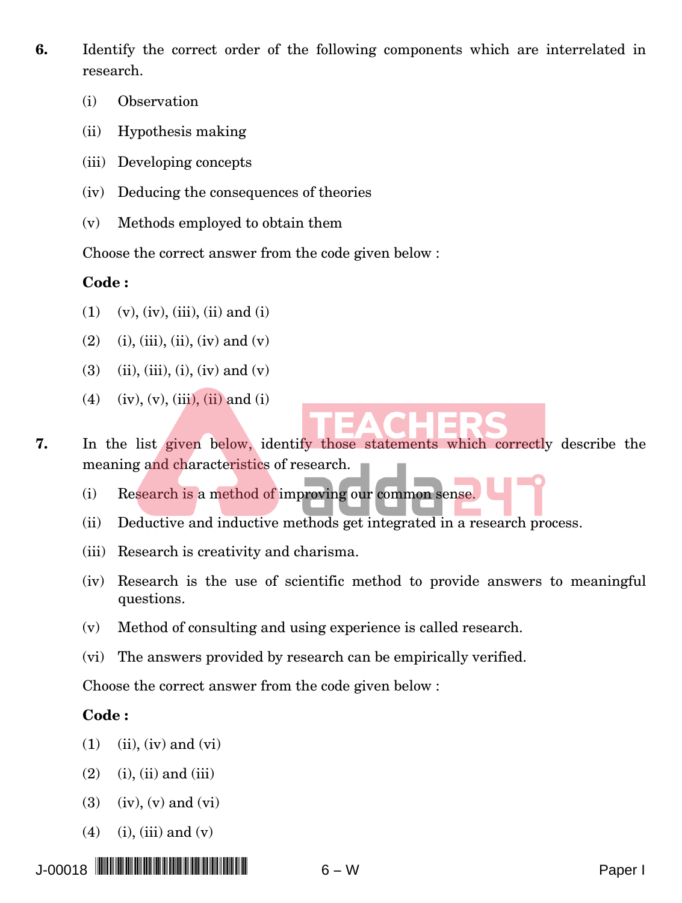**6.** Identify the correct order of the following components which are interrelated in research.

(i) Observation

(ii) Hypothesis making

(iii) Developing concepts

(iv) Deducing the consequences of theories

(v) Methods employed to obtain them

Choose the correct answer from the code given below :

**Code :**

(1) (v), (iv), (iii), (ii) and (i)

(2) (i), (iii), (ii), (iv) and (v)

(3) (ii), (iii), (i), (iv) and (v)

(4) (iv), (v), (iii), (ii) and (i)

**7.** In the list given below, identify those statements which correctly describe the meaning and characteristics of research.

(i) Research is a method of improving our common sense.

(ii) Deductive and inductive methods get integrated in a research process.

(iii) Research is creativity and charisma.

(iv) Research is the use of scientific method to provide answers to meaningful questions.

(v) Method of consulting and using experience is called research.

(vi) The answers provided by research can be empirically verified.

Choose the correct answer from the code given below :

**Code :**

(1) (ii), (iv) and (vi)

(2) (i), (ii) and (iii)

(3) (iv), (v) and (vi)

(4) (i), (iii) and (v)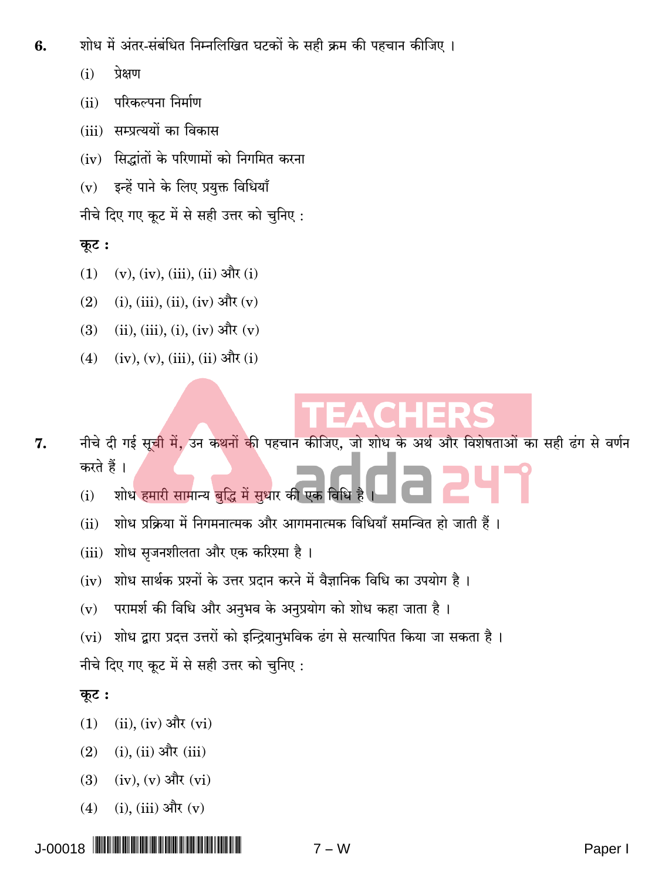6. शोध में अंतर-संबंधित निम्नलिखित घटकों के सही क्रम की पहचान कीजिए ।

   (i) प्रेक्षण

   (ii) परिकल्पना निर्माण

   (iii) सम्प्रत्ययों का विकास

   (iv) सिद्धांतों के परिणामों को निगमित करना

   (v) इन्हें पाने के लिए प्रयुक्त विधियाँ

   नीचे दिए गए कूट में से सही उत्तर को चुनिए :

   **कूट :**

   (1) (v), (iv), (iii), (ii) और (i)

   (2) (i), (iii), (ii), (iv) और (v)

   (3) (ii), (iii), (i), (iv) और (v)

   (4) (iv), (v), (iii), (ii) और (i)

7. नीचे दी गई सूची में, उन कथनों की पहचान कीजिए, जो शोध के अर्थ और विशेषताओं का सही ढंग से वर्णन करते हैं ।

   (i) शोध हमारी सामान्य बुद्धि में सुधार की एक विधि है ।

   (ii) शोध प्रक्रिया में निगमनात्मक और आगमनात्मक विधियाँ समन्वित हो जाती हैं ।

   (iii) शोध सृजनशीलता और एक करिश्मा है ।

   (iv) शोध सार्थक प्रश्नों के उत्तर प्रदान करने में वैज्ञानिक विधि का उपयोग है ।

   (v) परामर्श की विधि और अनुभव के अनुप्रयोग को शोध कहा जाता है ।

   (vi) शोध द्वारा प्रदत्त उत्तरों को इन्द्रियानुभविक ढंग से सत्यापित किया जा सकता है ।

   नीचे दिए गए कूट में से सही उत्तर को चुनिए :

   **कूट :**

   (1) (ii), (iv) और (vi)

   (2) (i), (ii) और (iii)

   (3) (iv), (v) और (vi)

   (4) (i), (iii) और (v)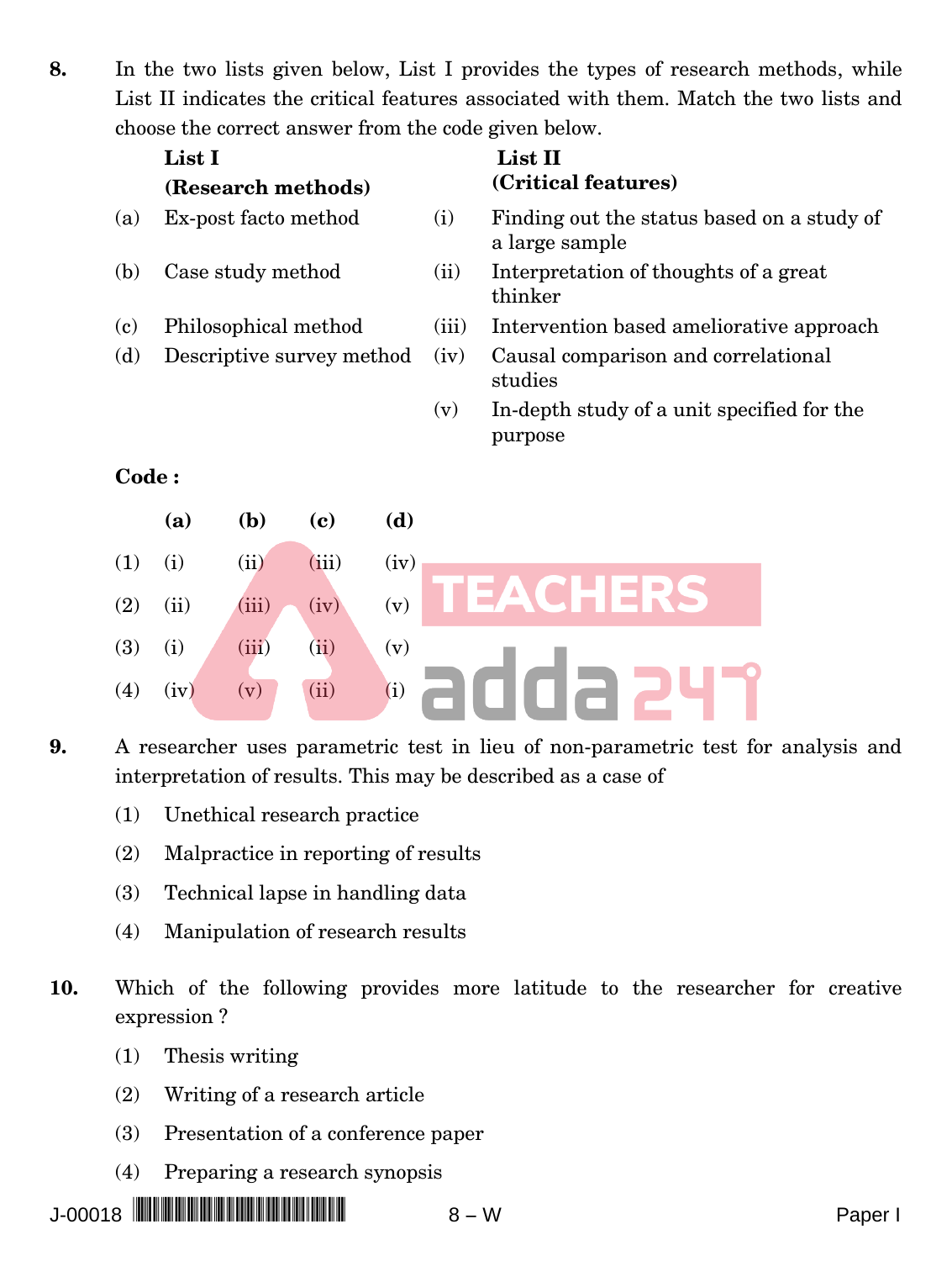**8.** In the two lists given below, List I provides the types of research methods, while List II indicates the critical features associated with them. Match the two lists and choose the correct answer from the code given below.

| | **List I (Research methods)** | | **List II (Critical features)** |
|---|---|---|---|
| (a) | Ex-post facto method | (i) | Finding out the status based on a study of a large sample |
| (b) | Case study method | (ii) | Interpretation of thoughts of a great thinker |
| (c) | Philosophical method | (iii) | Intervention based ameliorative approach |
| (d) | Descriptive survey method | (iv) | Causal comparison and correlational studies |
| | | (v) | In-depth study of a unit specified for the purpose |

**Code :**

| | **(a)** | **(b)** | **(c)** | **(d)** |
|---|---|---|---|---|
| (1) | (i) | (ii) | (iii) | (iv) |
| (2) | (ii) | (iii) | (iv) | (v) |
| (3) | (i) | (iii) | (ii) | (v) |
| (4) | (iv) | (v) | (ii) | (i) |

**9.** A researcher uses parametric test in lieu of non-parametric test for analysis and interpretation of results. This may be described as a case of

(1) Unethical research practice

(2) Malpractice in reporting of results

(3) Technical lapse in handling data

(4) Manipulation of research results

**10.** Which of the following provides more latitude to the researcher for creative expression ?

(1) Thesis writing

(2) Writing of a research article

(3) Presentation of a conference paper

(4) Preparing a research synopsis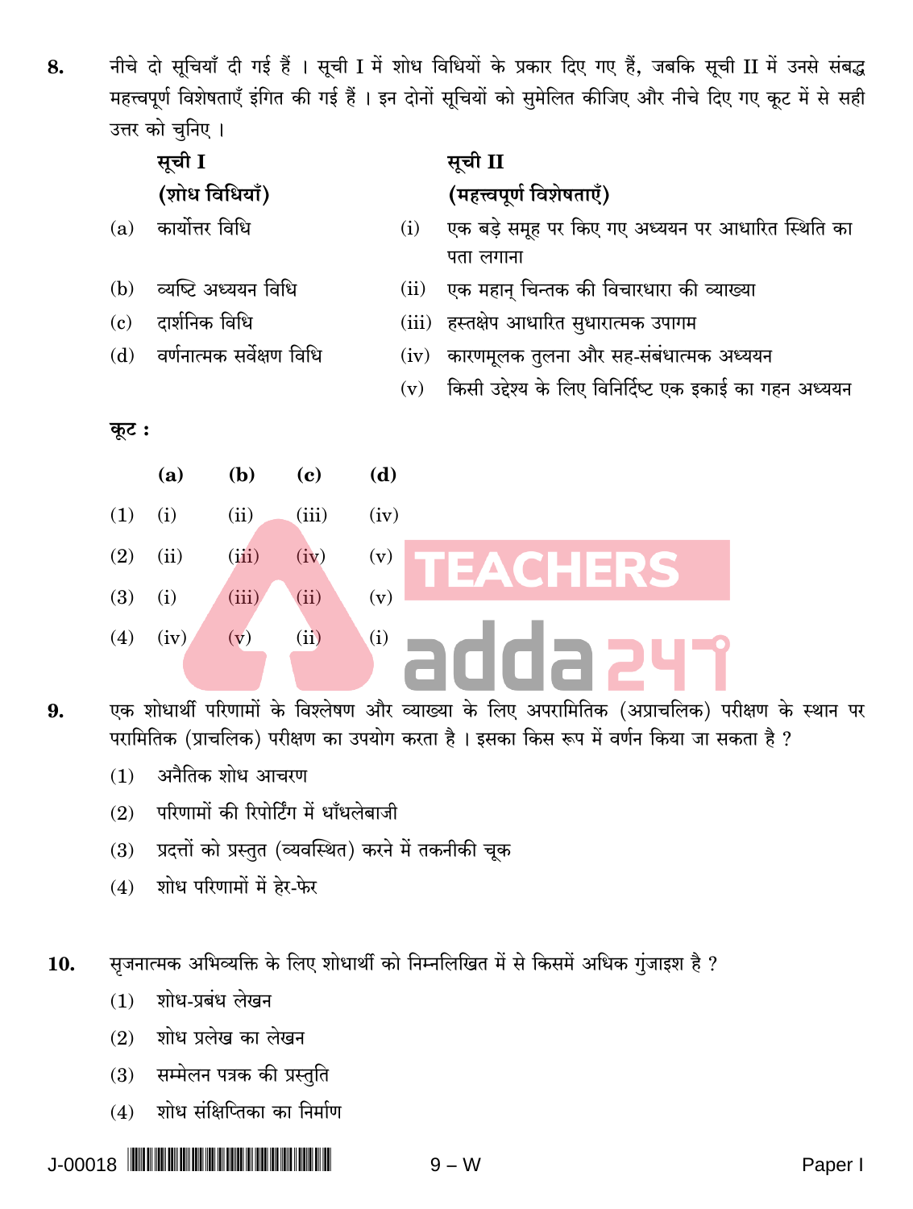**8.** नीचे दो सूचियाँ दी गई हैं । सूची I में शोध विधियों के प्रकार दिए गए हैं, जबकि सूची II में उनसे संबद्ध महत्त्वपूर्ण विशेषताएँ इंगित की गई हैं । इन दोनों सूचियों को सुमेलित कीजिए और नीचे दिए गए कूट में से सही उत्तर को चुनिए ।

| | सूची I (शोध विधियाँ) | | सूची II (महत्त्वपूर्ण विशेषताएँ) |
|---|---|---|---|
| (a) | कार्योत्तर विधि | (i) | एक बड़े समूह पर किए गए अध्ययन पर आधारित स्थिति का पता लगाना |
| (b) | व्यष्टि अध्ययन विधि | (ii) | एक महान् चिन्तक की विचारधारा की व्याख्या |
| (c) | दार्शनिक विधि | (iii) | हस्तक्षेप आधारित सुधारात्मक उपागम |
| (d) | वर्णनात्मक सर्वेक्षण विधि | (iv) | कारणमूलक तुलना और सह-संबंधात्मक अध्ययन |
| | | (v) | किसी उद्देश्य के लिए विनिर्दिष्ट एक इकाई का गहन अध्ययन |

**कूट :**

| | (a) | (b) | (c) | (d) |
|---|---|---|---|---|
| (1) | (i) | (ii) | (iii) | (iv) |
| (2) | (ii) | (iii) | (iv) | (v) |
| (3) | (i) | (iii) | (ii) | (v) |
| (4) | (iv) | (v) | (ii) | (i) |

**9.** एक शोधार्थी परिणामों के विश्लेषण और व्याख्या के लिए अपरामितिक (अप्राचलिक) परीक्षण के स्थान पर परामितिक (प्राचलिक) परीक्षण का उपयोग करता है । इसका किस रूप में वर्णन किया जा सकता है ?

(1) अनैतिक शोध आचरण

(2) परिणामों की रिपोर्टिंग में धाँधलेबाजी

(3) प्रदत्तों को प्रस्तुत (व्यवस्थित) करने में तकनीकी चूक

(4) शोध परिणामों में हेर-फेर

**10.** सृजनात्मक अभिव्यक्ति के लिए शोधार्थी को निम्नलिखित में से किसमें अधिक गुंजाइश है ?

(1) शोध-प्रबंध लेखन

(2) शोध प्रलेख का लेखन

(3) सम्मेलन पत्रक की प्रस्तुति

(4) शोध संक्षिप्तिका का निर्माण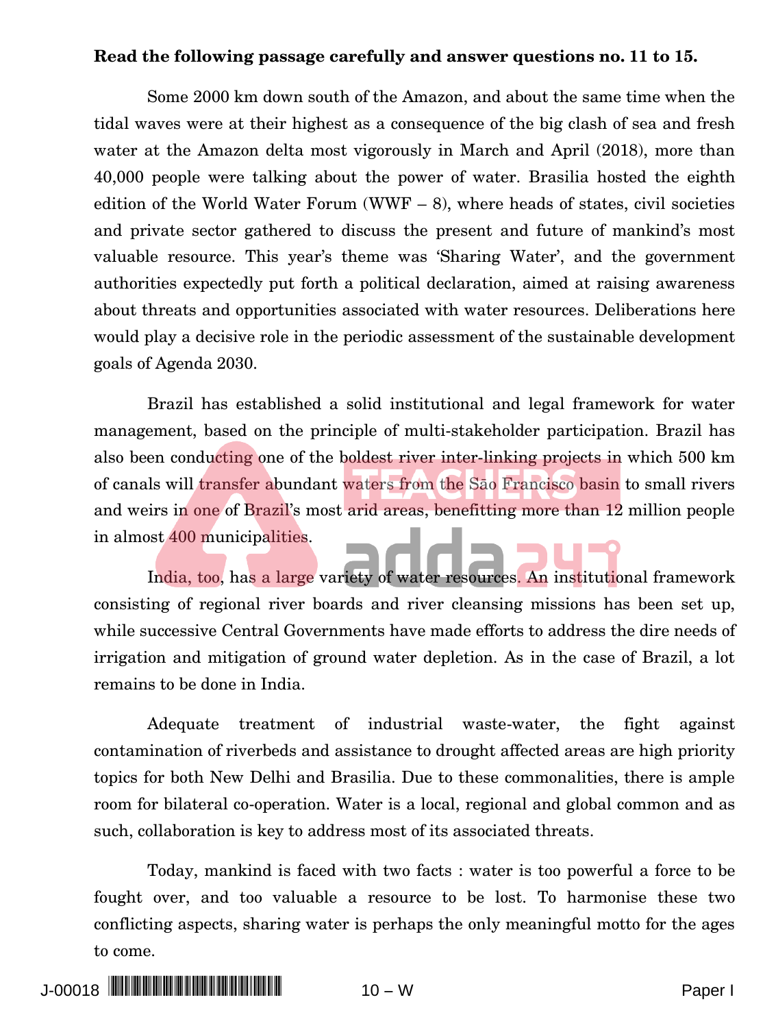**Read the following passage carefully and answer questions no. 11 to 15.**

Some 2000 km down south of the Amazon, and about the same time when the tidal waves were at their highest as a consequence of the big clash of sea and fresh water at the Amazon delta most vigorously in March and April (2018), more than 40,000 people were talking about the power of water. Brasilia hosted the eighth edition of the World Water Forum (WWF – 8), where heads of states, civil societies and private sector gathered to discuss the present and future of mankind's most valuable resource. This year's theme was 'Sharing Water', and the government authorities expectedly put forth a political declaration, aimed at raising awareness about threats and opportunities associated with water resources. Deliberations here would play a decisive role in the periodic assessment of the sustainable development goals of Agenda 2030.

Brazil has established a solid institutional and legal framework for water management, based on the principle of multi-stakeholder participation. Brazil has also been conducting one of the boldest river inter-linking projects in which 500 km of canals will transfer abundant waters from the São Francisco basin to small rivers and weirs in one of Brazil's most arid areas, benefitting more than 12 million people in almost 400 municipalities.

India, too, has a large variety of water resources. An institutional framework consisting of regional river boards and river cleansing missions has been set up, while successive Central Governments have made efforts to address the dire needs of irrigation and mitigation of ground water depletion. As in the case of Brazil, a lot remains to be done in India.

Adequate treatment of industrial waste-water, the fight against contamination of riverbeds and assistance to drought affected areas are high priority topics for both New Delhi and Brasilia. Due to these commonalities, there is ample room for bilateral co-operation. Water is a local, regional and global common and as such, collaboration is key to address most of its associated threats.

Today, mankind is faced with two facts : water is too powerful a force to be fought over, and too valuable a resource to be lost. To harmonise these two conflicting aspects, sharing water is perhaps the only meaningful motto for the ages to come.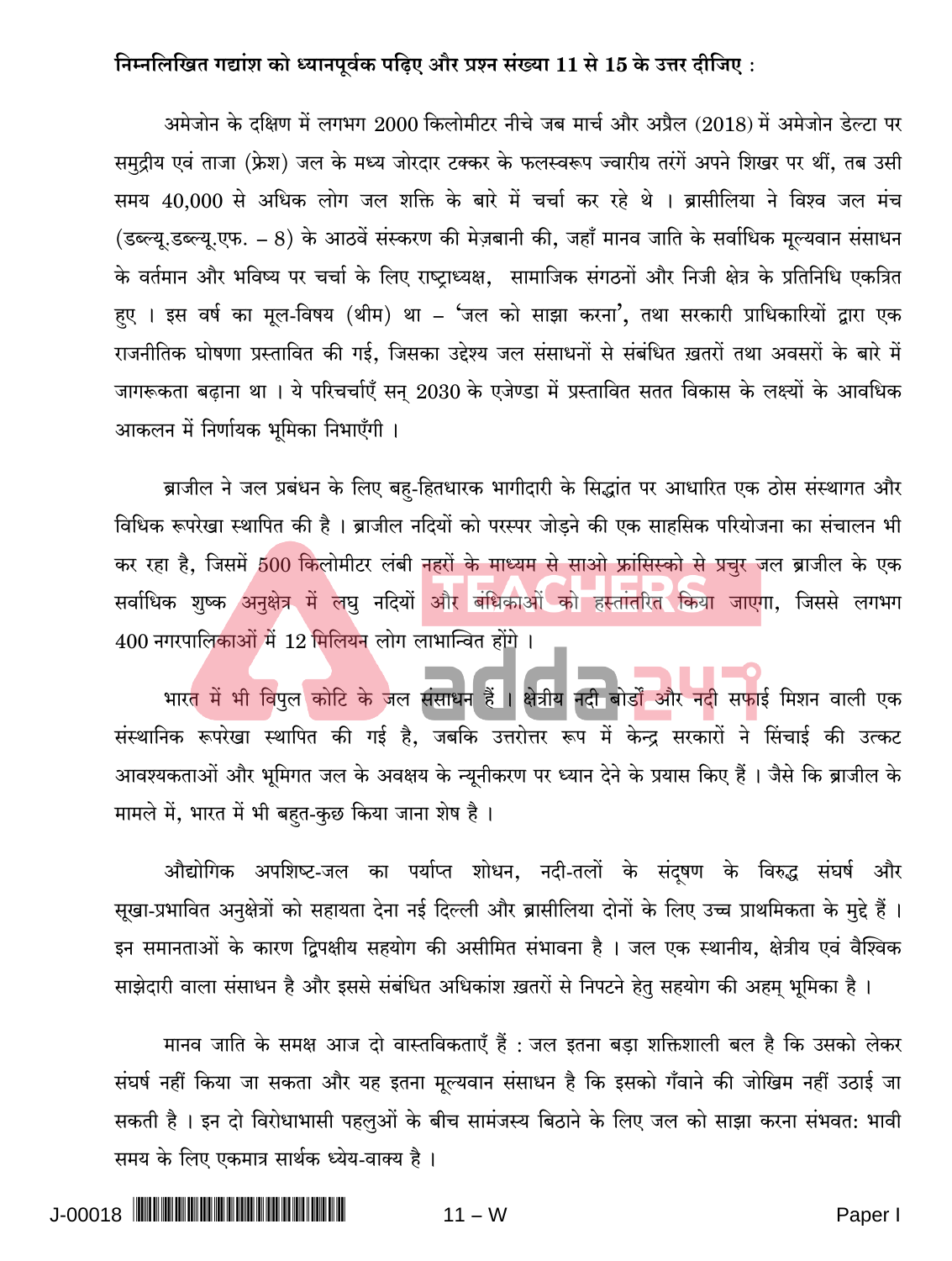**निम्नलिखित गद्यांश को ध्यानपूर्वक पढ़िए और प्रश्न संख्या 11 से 15 के उत्तर दीजिए :**

अमेजोन के दक्षिण में लगभग 2000 किलोमीटर नीचे जब मार्च और अप्रैल (2018) में अमेजोन डेल्टा पर समुद्रीय एवं ताजा (फ्रेश) जल के मध्य जोरदार टक्कर के फलस्वरूप ज्वारीय तरंगें अपने शिखर पर थीं, तब उसी समय 40,000 से अधिक लोग जल शक्ति के बारे में चर्चा कर रहे थे । ब्रासीलिया ने विश्व जल मंच (डब्ल्यू.डब्ल्यू.एफ. – 8) के आठवें संस्करण की मेज़बानी की, जहाँ मानव जाति के सर्वाधिक मूल्यवान संसाधन के वर्तमान और भविष्य पर चर्चा के लिए राष्ट्राध्यक्ष, सामाजिक संगठनों और निजी क्षेत्र के प्रतिनिधि एकत्रित हुए । इस वर्ष का मूल-विषय (थीम) था – 'जल को साझा करना', तथा सरकारी प्राधिकारियों द्वारा एक राजनीतिक घोषणा प्रस्तावित की गई, जिसका उद्देश्य जल संसाधनों से संबंधित ख़तरों तथा अवसरों के बारे में जागरूकता बढ़ाना था । ये परिचर्चाएँ सन् 2030 के एजेण्डा में प्रस्तावित सतत विकास के लक्ष्यों के आवधिक आकलन में निर्णायक भूमिका निभाएँगी ।

ब्राजील ने जल प्रबंधन के लिए बहु-हितधारक भागीदारी के सिद्धांत पर आधारित एक ठोस संस्थागत और विधिक रूपरेखा स्थापित की है । ब्राजील नदियों को परस्पर जोड़ने की एक साहसिक परियोजना का संचालन भी कर रहा है, जिसमें 500 किलोमीटर लंबी नहरों के माध्यम से साओ फ्रांसिस्को से प्रचुर जल ब्राजील के एक सर्वाधिक शुष्क अनुक्षेत्र में लघु नदियों और बंधिकाओं को हस्तांतरित किया जाएगा, जिससे लगभग 400 नगरपालिकाओं में 12 मिलियन लोग लाभान्वित होंगे ।

भारत में भी विपुल कोटि के जल संसाधन हैं । क्षेत्रीय नदी बोर्डों और नदी सफाई मिशन वाली एक संस्थानिक रूपरेखा स्थापित की गई है, जबकि उत्तरोत्तर रूप में केन्द्र सरकारों ने सिंचाई की उत्कट आवश्यकताओं और भूमिगत जल के अवक्षय के न्यूनीकरण पर ध्यान देने के प्रयास किए हैं । जैसे कि ब्राजील के मामले में, भारत में भी बहुत-कुछ किया जाना शेष है ।

औद्योगिक अपशिष्ट-जल का पर्याप्त शोधन, नदी-तलों के संदूषण के विरुद्ध संघर्ष और सूखा-प्रभावित अनुक्षेत्रों को सहायता देना नई दिल्ली और ब्रासीलिया दोनों के लिए उच्च प्राथमिकता के मुद्दे हैं । इन समानताओं के कारण द्विपक्षीय सहयोग की असीमित संभावना है । जल एक स्थानीय, क्षेत्रीय एवं वैश्विक साझेदारी वाला संसाधन है और इससे संबंधित अधिकांश ख़तरों से निपटने हेतु सहयोग की अहम् भूमिका है ।

मानव जाति के समक्ष आज दो वास्तविकताएँ हैं : जल इतना बड़ा शक्तिशाली बल है कि उसको लेकर संघर्ष नहीं किया जा सकता और यह इतना मूल्यवान संसाधन है कि इसको गँवाने की जोखिम नहीं उठाई जा सकती है । इन दो विरोधाभासी पहलुओं के बीच सामंजस्य बिठाने के लिए जल को साझा करना संभवत: भावी समय के लिए एकमात्र सार्थक ध्येय-वाक्य है ।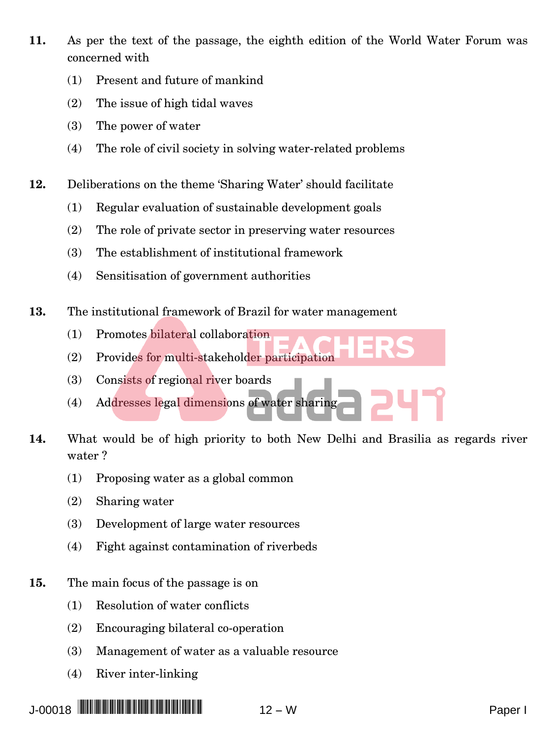**11.** As per the text of the passage, the eighth edition of the World Water Forum was concerned with

(1) Present and future of mankind

(2) The issue of high tidal waves

(3) The power of water

(4) The role of civil society in solving water-related problems

**12.** Deliberations on the theme 'Sharing Water' should facilitate

(1) Regular evaluation of sustainable development goals

(2) The role of private sector in preserving water resources

(3) The establishment of institutional framework

(4) Sensitisation of government authorities

**13.** The institutional framework of Brazil for water management

(1) Promotes bilateral collaboration

(2) Provides for multi-stakeholder participation

(3) Consists of regional river boards

(4) Addresses legal dimensions of water sharing

**14.** What would be of high priority to both New Delhi and Brasilia as regards river water ?

(1) Proposing water as a global common

(2) Sharing water

(3) Development of large water resources

(4) Fight against contamination of riverbeds

**15.** The main focus of the passage is on

(1) Resolution of water conflicts

(2) Encouraging bilateral co-operation

(3) Management of water as a valuable resource

(4) River inter-linking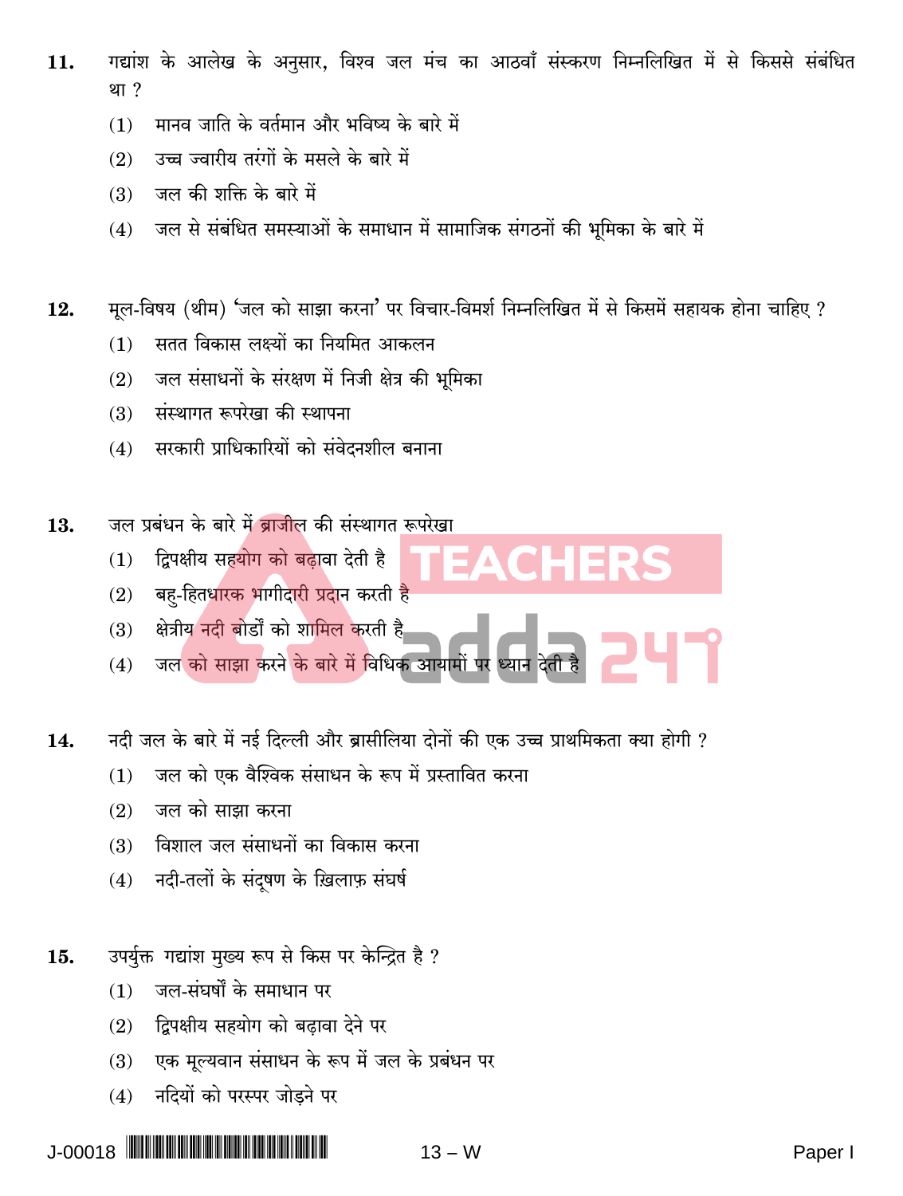11. गद्यांश के आलेख के अनुसार, विश्व जल मंच का आठवाँ संस्करण निम्नलिखित में से किससे संबंधित था ?

    (1) मानव जाति के वर्तमान और भविष्य के बारे में

    (2) उच्च ज्वारीय तरंगों के मसले के बारे में

    (3) जल की शक्ति के बारे में

    (4) जल से संबंधित समस्याओं के समाधान में सामाजिक संगठनों की भूमिका के बारे में

12. मूल-विषय (थीम) 'जल को साझा करना' पर विचार-विमर्श निम्नलिखित में से किसमें सहायक होना चाहिए ?

    (1) सतत विकास लक्ष्यों का नियमित आकलन

    (2) जल संसाधनों के संरक्षण में निजी क्षेत्र की भूमिका

    (3) संस्थागत रूपरेखा की स्थापना

    (4) सरकारी प्राधिकारियों को संवेदनशील बनाना

13. जल प्रबंधन के बारे में ब्राजील की संस्थागत रूपरेखा

    (1) द्विपक्षीय सहयोग को बढ़ावा देती है

    (2) बहु-हितधारक भागीदारी प्रदान करती है

    (3) क्षेत्रीय नदी बोर्डों को शामिल करती है

    (4) जल को साझा करने के बारे में विधिक आयामों पर ध्यान देती है

14. नदी जल के बारे में नई दिल्ली और ब्रासीलिया दोनों की एक उच्च प्राथमिकता क्या होगी ?

    (1) जल को एक वैश्विक संसाधन के रूप में प्रस्तावित करना

    (2) जल को साझा करना

    (3) विशाल जल संसाधनों का विकास करना

    (4) नदी-तलों के संदूषण के ख़िलाफ़ संघर्ष

15. उपर्युक्त गद्यांश मुख्य रूप से किस पर केन्द्रित है ?

    (1) जल-संघर्षों के समाधान पर

    (2) द्विपक्षीय सहयोग को बढ़ावा देने पर

    (3) एक मूल्यवान संसाधन के रूप में जल के प्रबंधन पर

    (4) नदियों को परस्पर जोड़ने पर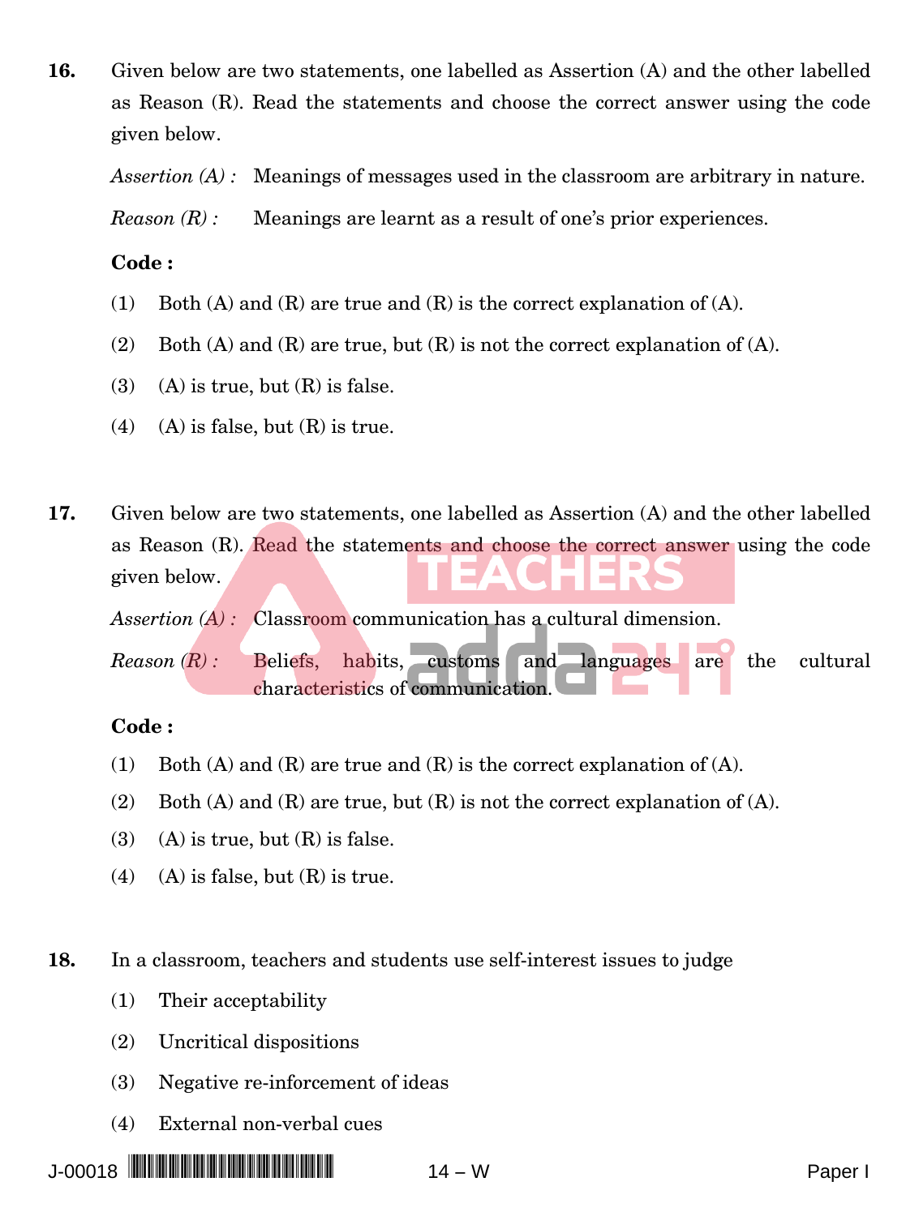**16.** Given below are two statements, one labelled as Assertion (A) and the other labelled as Reason (R). Read the statements and choose the correct answer using the code given below.

*Assertion (A) :* Meanings of messages used in the classroom are arbitrary in nature.

*Reason (R) :* Meanings are learnt as a result of one's prior experiences.

**Code :**

(1) Both (A) and (R) are true and (R) is the correct explanation of (A).

(2) Both (A) and (R) are true, but (R) is not the correct explanation of (A).

(3) (A) is true, but (R) is false.

(4) (A) is false, but (R) is true.

**17.** Given below are two statements, one labelled as Assertion (A) and the other labelled as Reason (R). Read the statements and choose the correct answer using the code given below.

*Assertion (A) :* Classroom communication has a cultural dimension.

*Reason (R) :* Beliefs, habits, customs and languages are the cultural characteristics of communication.

**Code :**

(1) Both (A) and (R) are true and (R) is the correct explanation of (A).

(2) Both (A) and (R) are true, but (R) is not the correct explanation of (A).

(3) (A) is true, but (R) is false.

(4) (A) is false, but (R) is true.

**18.** In a classroom, teachers and students use self-interest issues to judge

(1) Their acceptability

(2) Uncritical dispositions

(3) Negative re-inforcement of ideas

(4) External non-verbal cues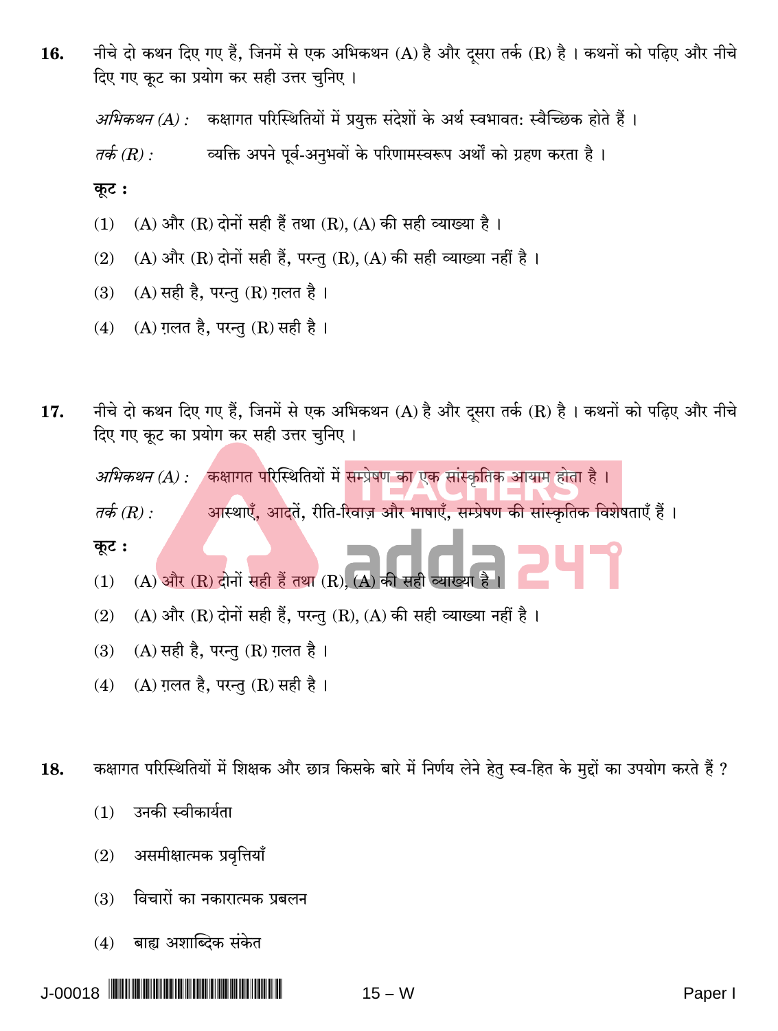**16.** नीचे दो कथन दिए गए हैं, जिनमें से एक अभिकथन (A) है और दूसरा तर्क (R) है । कथनों को पढ़िए और नीचे दिए गए कूट का प्रयोग कर सही उत्तर चुनिए ।

*अभिकथन (A) :* कक्षागत परिस्थितियों में प्रयुक्त संदेशों के अर्थ स्वभावत: स्वैच्छिक होते हैं ।

*तर्क (R) :* व्यक्ति अपने पूर्व-अनुभवों के परिणामस्वरूप अर्थों को ग्रहण करता है ।

**कूट :**

(1) (A) और (R) दोनों सही हैं तथा (R), (A) की सही व्याख्या है ।

(2) (A) और (R) दोनों सही हैं, परन्तु (R), (A) की सही व्याख्या नहीं है ।

(3) (A) सही है, परन्तु (R) ग़लत है ।

(4) (A) ग़लत है, परन्तु (R) सही है ।

**17.** नीचे दो कथन दिए गए हैं, जिनमें से एक अभिकथन (A) है और दूसरा तर्क (R) है । कथनों को पढ़िए और नीचे दिए गए कूट का प्रयोग कर सही उत्तर चुनिए ।

*अभिकथन (A) :* कक्षागत परिस्थितियों में सम्प्रेषण का एक सांस्कृतिक आयाम होता है ।

*तर्क (R) :* आस्थाएँ, आदतें, रीति-रिवाज़ और भाषाएँ, सम्प्रेषण की सांस्कृतिक विशेषताएँ हैं ।

**कूट :**

(1) (A) और (R) दोनों सही हैं तथा (R), (A) की सही व्याख्या है ।

(2) (A) और (R) दोनों सही हैं, परन्तु (R), (A) की सही व्याख्या नहीं है ।

(3) (A) सही है, परन्तु (R) ग़लत है ।

(4) (A) ग़लत है, परन्तु (R) सही है ।

**18.** कक्षागत परिस्थितियों में शिक्षक और छात्र किसके बारे में निर्णय लेने हेतु स्व-हित के मुद्दों का उपयोग करते हैं ?

(1) उनकी स्वीकार्यता

(2) असमीक्षात्मक प्रवृत्तियाँ

(3) विचारों का नकारात्मक प्रबलन

(4) बाह्य अशाब्दिक संकेत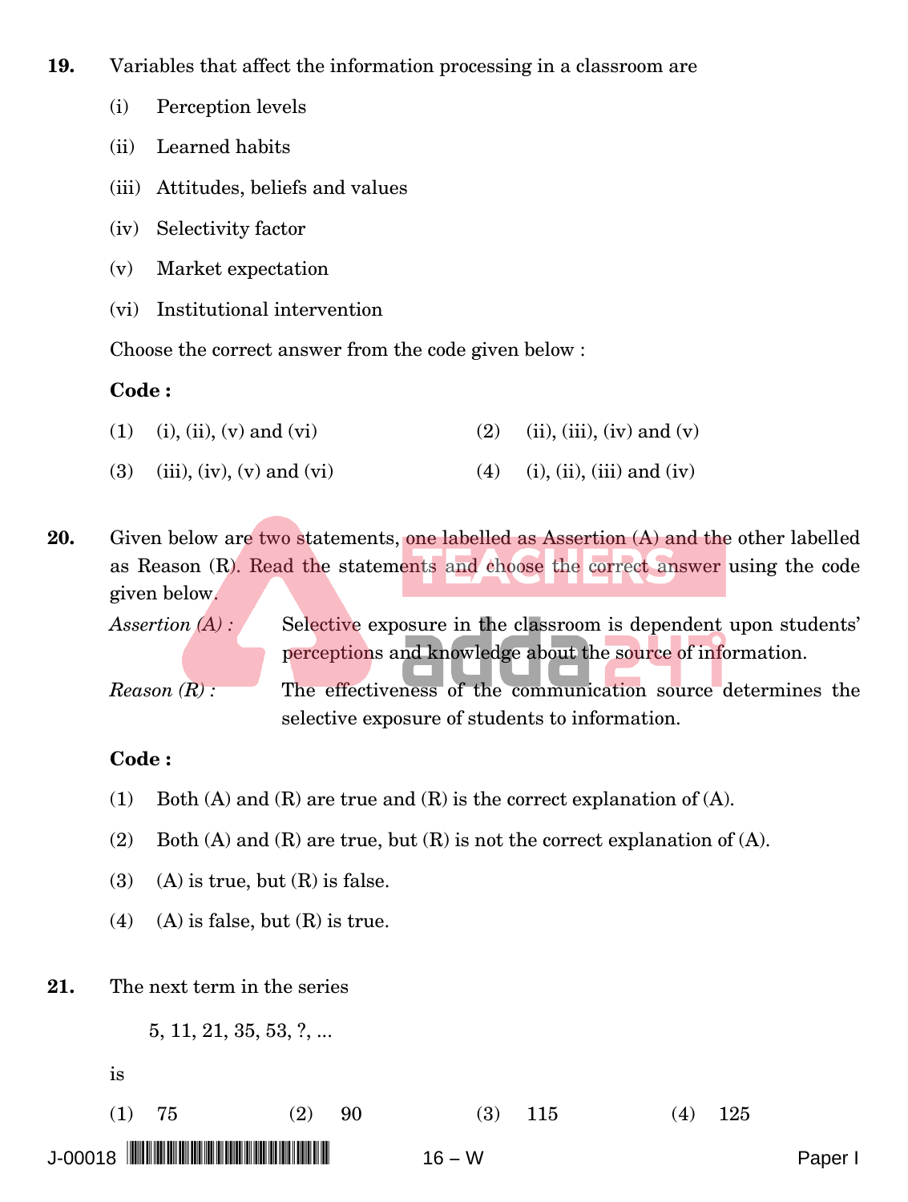**19.** Variables that affect the information processing in a classroom are

(i) Perception levels

(ii) Learned habits

(iii) Attitudes, beliefs and values

(iv) Selectivity factor

(v) Market expectation

(vi) Institutional intervention

Choose the correct answer from the code given below :

**Code :**

(1) (i), (ii), (v) and (vi)

(2) (ii), (iii), (iv) and (v)

(3) (iii), (iv), (v) and (vi)

(4) (i), (ii), (iii) and (iv)

**20.** Given below are two statements, one labelled as Assertion (A) and the other labelled as Reason (R). Read the statements and choose the correct answer using the code given below.

*Assertion (A) :* Selective exposure in the classroom is dependent upon students' perceptions and knowledge about the source of information.

*Reason (R) :* The effectiveness of the communication source determines the selective exposure of students to information.

**Code :**

(1) Both (A) and (R) are true and (R) is the correct explanation of (A).

(2) Both (A) and (R) are true, but (R) is not the correct explanation of (A).

(3) (A) is true, but (R) is false.

(4) (A) is false, but (R) is true.

**21.** The next term in the series

5, 11, 21, 35, 53, ?, ...

is

(1) 75 (2) 90 (3) 115 (4) 125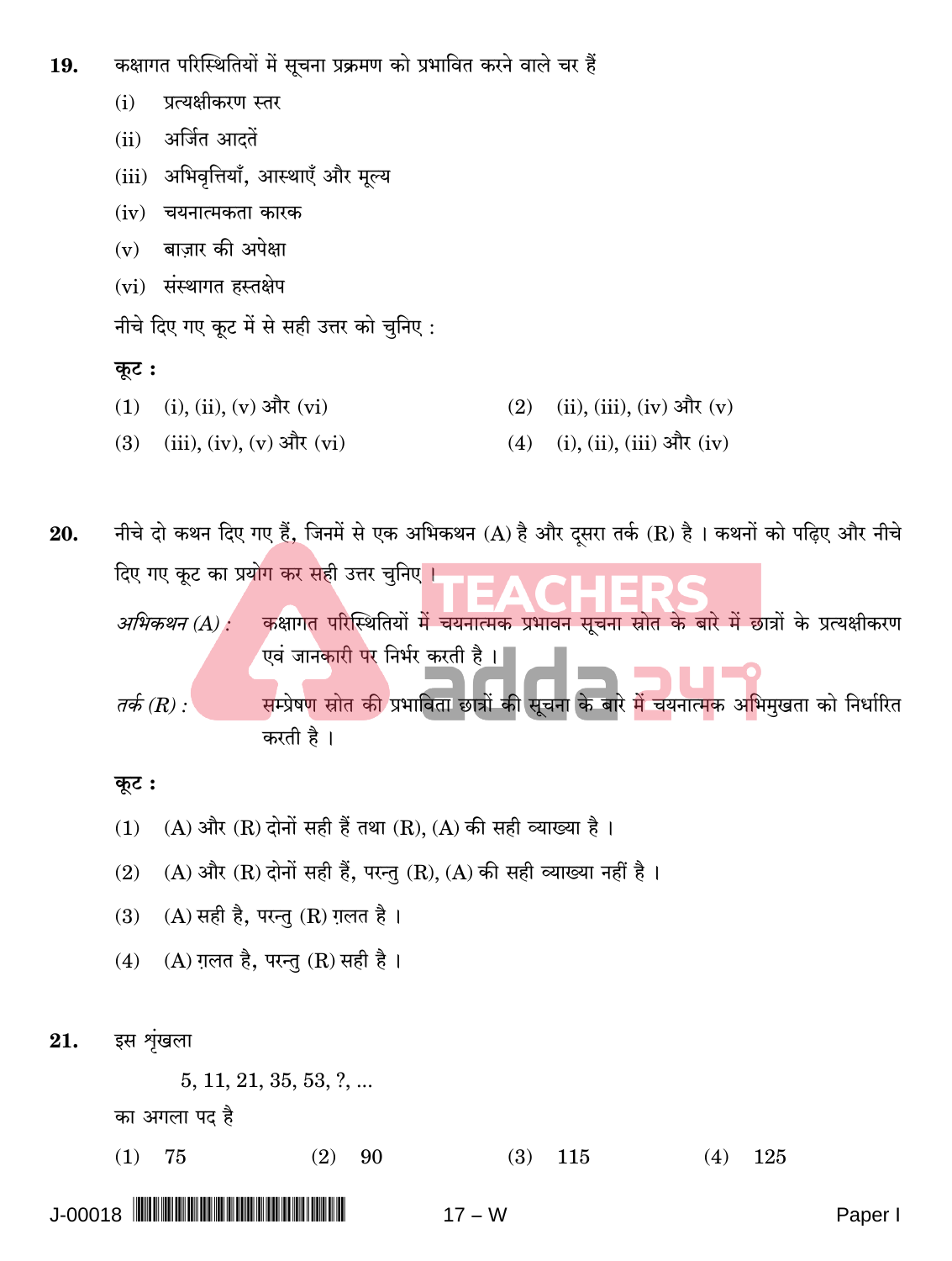**19.** कक्षागत परिस्थितियों में सूचना प्रक्रमण को प्रभावित करने वाले चर हैं

(i) प्रत्यक्षीकरण स्तर

(ii) अर्जित आदतें

(iii) अभिवृत्तियाँ, आस्थाएँ और मूल्य

(iv) चयनात्मकता कारक

(v) बाज़ार की अपेक्षा

(vi) संस्थागत हस्तक्षेप

नीचे दिए गए कूट में से सही उत्तर को चुनिए :

**कूट :**

(1) (i), (ii), (v) और (vi)

(2) (ii), (iii), (iv) और (v)

(3) (iii), (iv), (v) और (vi)

(4) (i), (ii), (iii) और (iv)

**20.** नीचे दो कथन दिए गए हैं, जिनमें से एक अभिकथन (A) है और दूसरा तर्क (R) है । कथनों को पढ़िए और नीचे दिए गए कूट का प्रयोग कर सही उत्तर चुनिए ।

*अभिकथन (A) :* कक्षागत परिस्थितियों में चयनात्मक प्रभावन सूचना स्रोत के बारे में छात्रों के प्रत्यक्षीकरण एवं जानकारी पर निर्भर करती है ।

*तर्क (R) :* सम्प्रेषण स्रोत की प्रभाविता छात्रों की सूचना के बारे में चयनात्मक अभिमुखता को निर्धारित करती है ।

**कूट :**

(1) (A) और (R) दोनों सही हैं तथा (R), (A) की सही व्याख्या है ।

(2) (A) और (R) दोनों सही हैं, परन्तु (R), (A) की सही व्याख्या नहीं है ।

(3) (A) सही है, परन्तु (R) ग़लत है ।

(4) (A) ग़लत है, परन्तु (R) सही है ।

**21.** इस शृंखला

5, 11, 21, 35, 53, ?, ...

का अगला पद है

(1) 75

(2) 90

(3) 115

(4) 125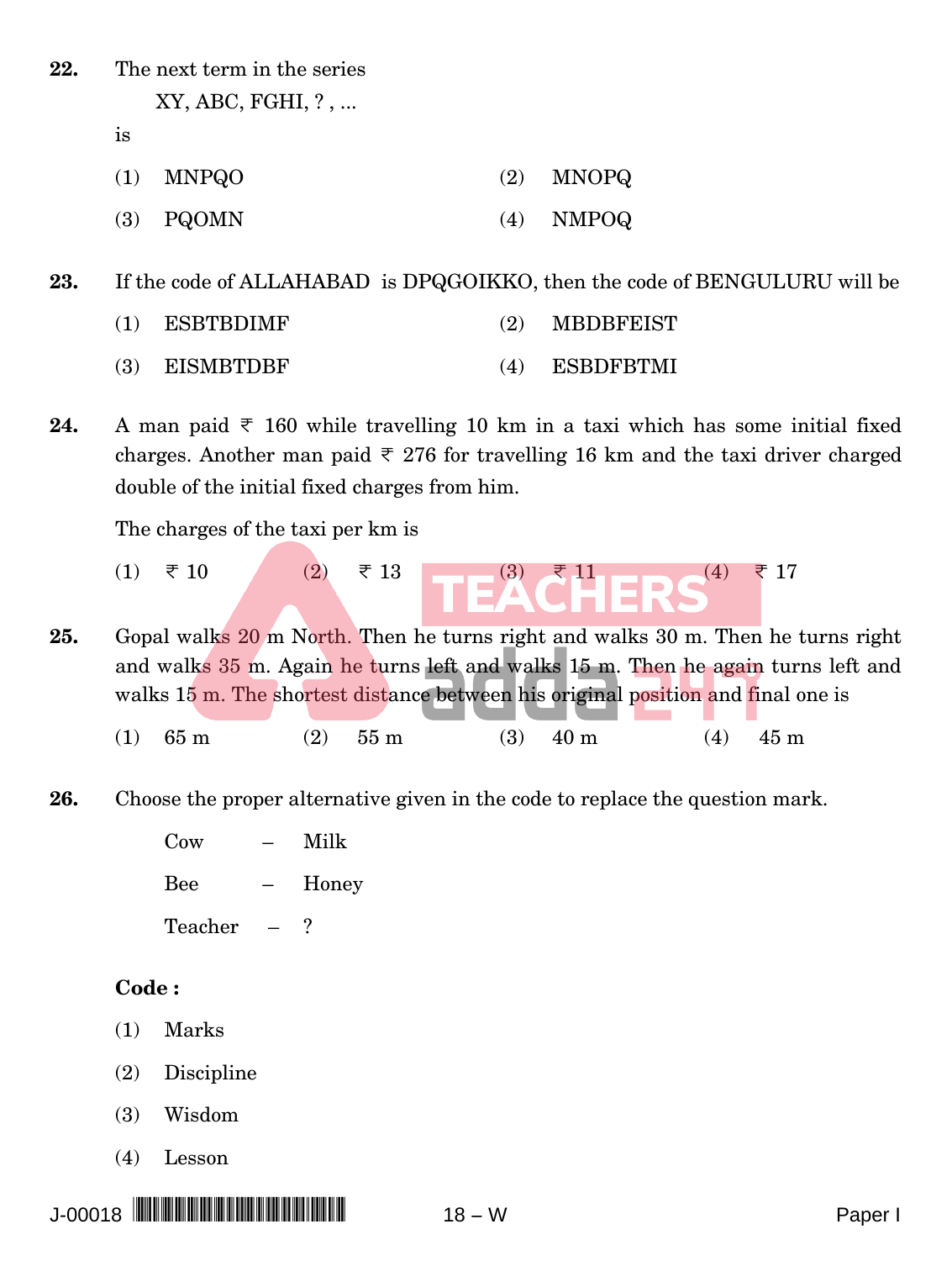**22.** The next term in the series

XY, ABC, FGHI, ? , ...

is

(1) MNPQO (2) MNOPQ

(3) PQOMN (4) NMPOQ

**23.** If the code of ALLAHABAD is DPQGOIKKO, then the code of BENGULURU will be

(1) ESBTBDIMF (2) MBDBFEIST

(3) EISMBTDBF (4) ESBDFBTMI

**24.** A man paid ₹ 160 while travelling 10 km in a taxi which has some initial fixed charges. Another man paid ₹ 276 for travelling 16 km and the taxi driver charged double of the initial fixed charges from him.

The charges of the taxi per km is

(1) ₹ 10 (2) ₹ 13 (3) ₹ 11 (4) ₹ 17

**25.** Gopal walks 20 m North. Then he turns right and walks 30 m. Then he turns right and walks 35 m. Again he turns left and walks 15 m. Then he again turns left and walks 15 m. The shortest distance between his original position and final one is

(1) 65 m (2) 55 m (3) 40 m (4) 45 m

**26.** Choose the proper alternative given in the code to replace the question mark.

Cow – Milk

Bee – Honey

Teacher – ?

**Code :**

(1) Marks

(2) Discipline

(3) Wisdom

(4) Lesson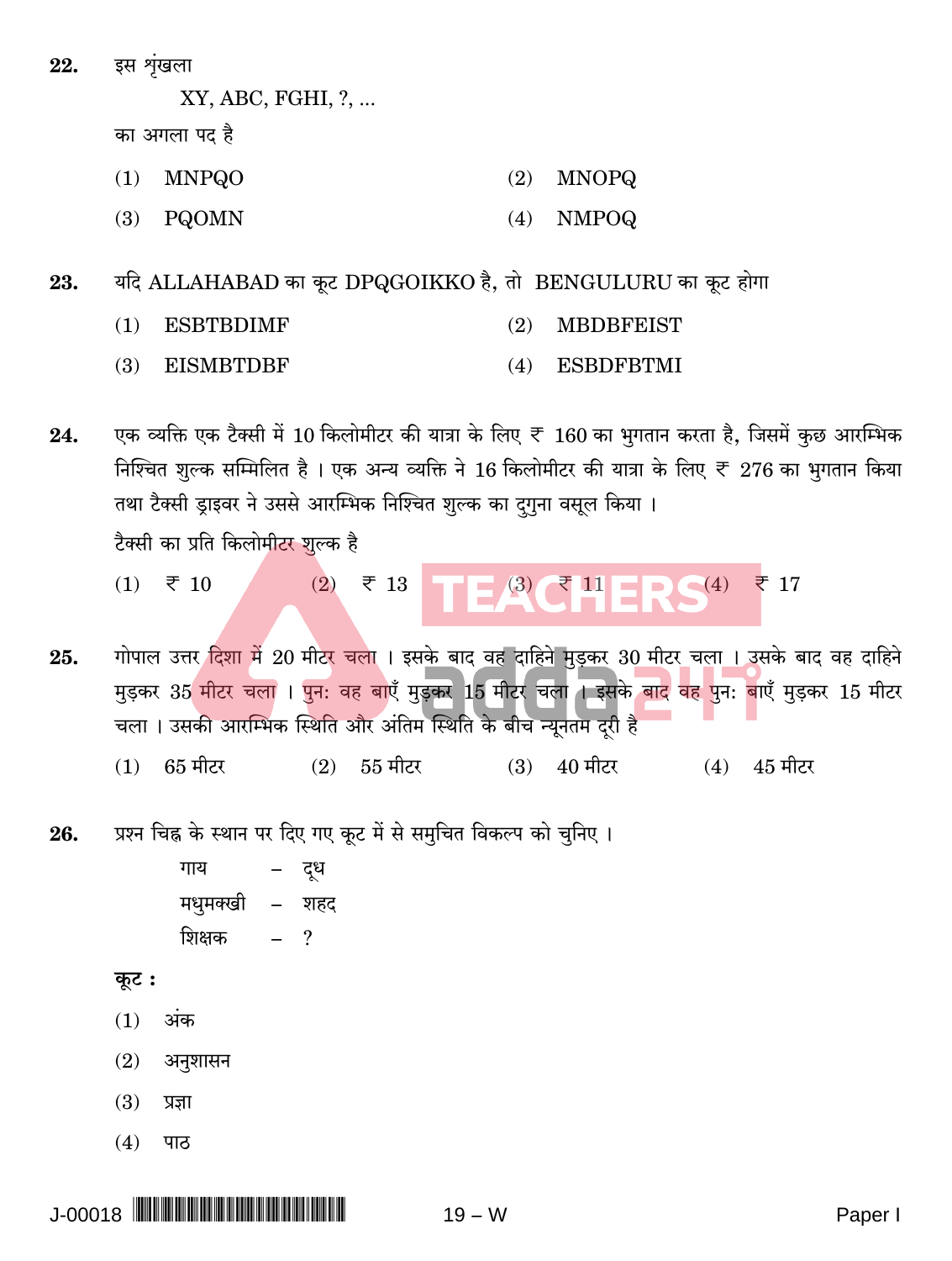22. इस शृंखला

XY, ABC, FGHI, ?, ...

का अगला पद है

(1) MNPQO (2) MNOPQ

(3) PQOMN (4) NMPOQ

23. यदि ALLAHABAD का कूट DPQGOIKKO है, तो BENGULURU का कूट होगा

(1) ESBTBDIMF (2) MBDBFEIST

(3) EISMBTDBF (4) ESBDFBTMI

24. एक व्यक्ति एक टैक्सी में 10 किलोमीटर की यात्रा के लिए ₹ 160 का भुगतान करता है, जिसमें कुछ आरम्भिक निश्चित शुल्क सम्मिलित है । एक अन्य व्यक्ति ने 16 किलोमीटर की यात्रा के लिए ₹ 276 का भुगतान किया तथा टैक्सी ड्राइवर ने उससे आरम्भिक निश्चित शुल्क का दुगुना वसूल किया ।

टैक्सी का प्रति किलोमीटर शुल्क है

(1) ₹ 10 (2) ₹ 13 (3) ₹ 11 (4) ₹ 17

25. गोपाल उत्तर दिशा में 20 मीटर चला । इसके बाद वह दाहिने मुड़कर 30 मीटर चला । उसके बाद वह दाहिने मुड़कर 35 मीटर चला । पुनः वह बाएँ मुड़कर 15 मीटर चला । इसके बाद वह पुनः बाएँ मुड़कर 15 मीटर चला । उसकी आरम्भिक स्थिति और अंतिम स्थिति के बीच न्यूनतम दूरी है

(1) 65 मीटर (2) 55 मीटर (3) 40 मीटर (4) 45 मीटर

26. प्रश्न चिह्न के स्थान पर दिए गए कूट में से समुचित विकल्प को चुनिए ।

गाय – दूध

मधुमक्खी – शहद

शिक्षक – ?

**कूट :**

(1) अंक

(2) अनुशासन

(3) प्रज्ञा

(4) पाठ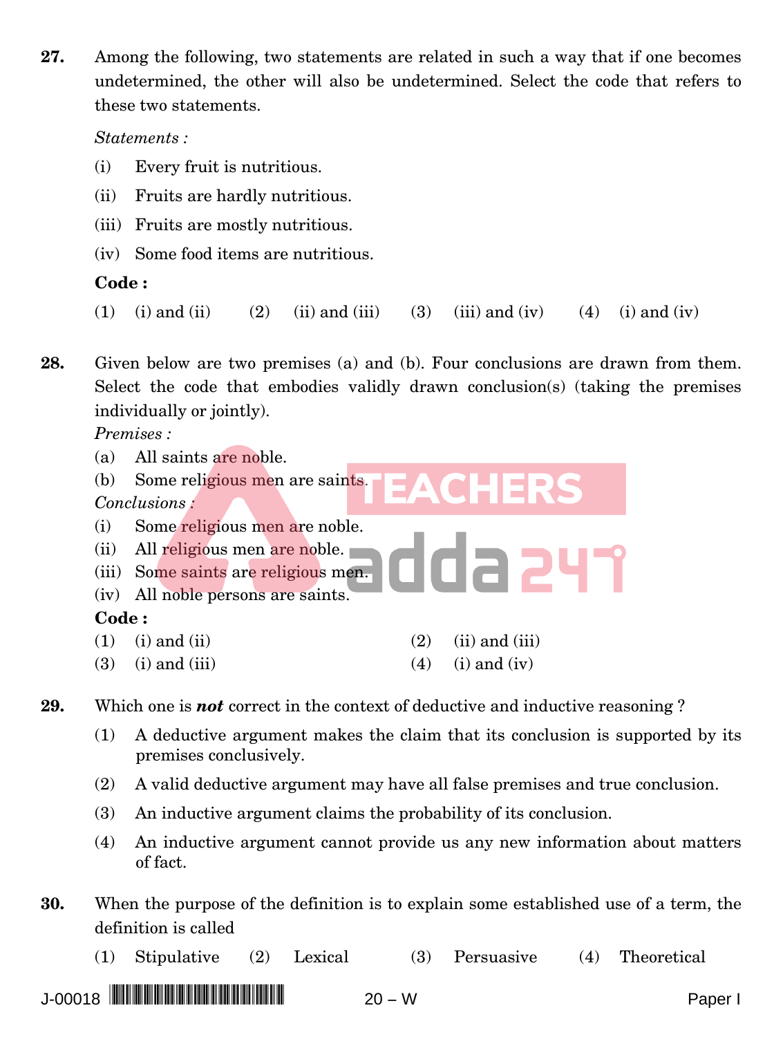**27.** Among the following, two statements are related in such a way that if one becomes undetermined, the other will also be undetermined. Select the code that refers to these two statements.

*Statements :*

(i) Every fruit is nutritious.

(ii) Fruits are hardly nutritious.

(iii) Fruits are mostly nutritious.

(iv) Some food items are nutritious.

**Code :**

(1) (i) and (ii) (2) (ii) and (iii) (3) (iii) and (iv) (4) (i) and (iv)

**28.** Given below are two premises (a) and (b). Four conclusions are drawn from them. Select the code that embodies validly drawn conclusion(s) (taking the premises individually or jointly).

*Premises :*

(a) All saints are noble.

(b) Some religious men are saints.

*Conclusions :*

(i) Some religious men are noble.

(ii) All religious men are noble.

(iii) Some saints are religious men.

(iv) All noble persons are saints.

**Code :**

(1) (i) and (ii)

(2) (ii) and (iii)

(3) (i) and (iii)

(4) (i) and (iv)

**29.** Which one is ***not*** correct in the context of deductive and inductive reasoning ?

(1) A deductive argument makes the claim that its conclusion is supported by its premises conclusively.

(2) A valid deductive argument may have all false premises and true conclusion.

(3) An inductive argument claims the probability of its conclusion.

(4) An inductive argument cannot provide us any new information about matters of fact.

**30.** When the purpose of the definition is to explain some established use of a term, the definition is called

(1) Stipulative (2) Lexical (3) Persuasive (4) Theoretical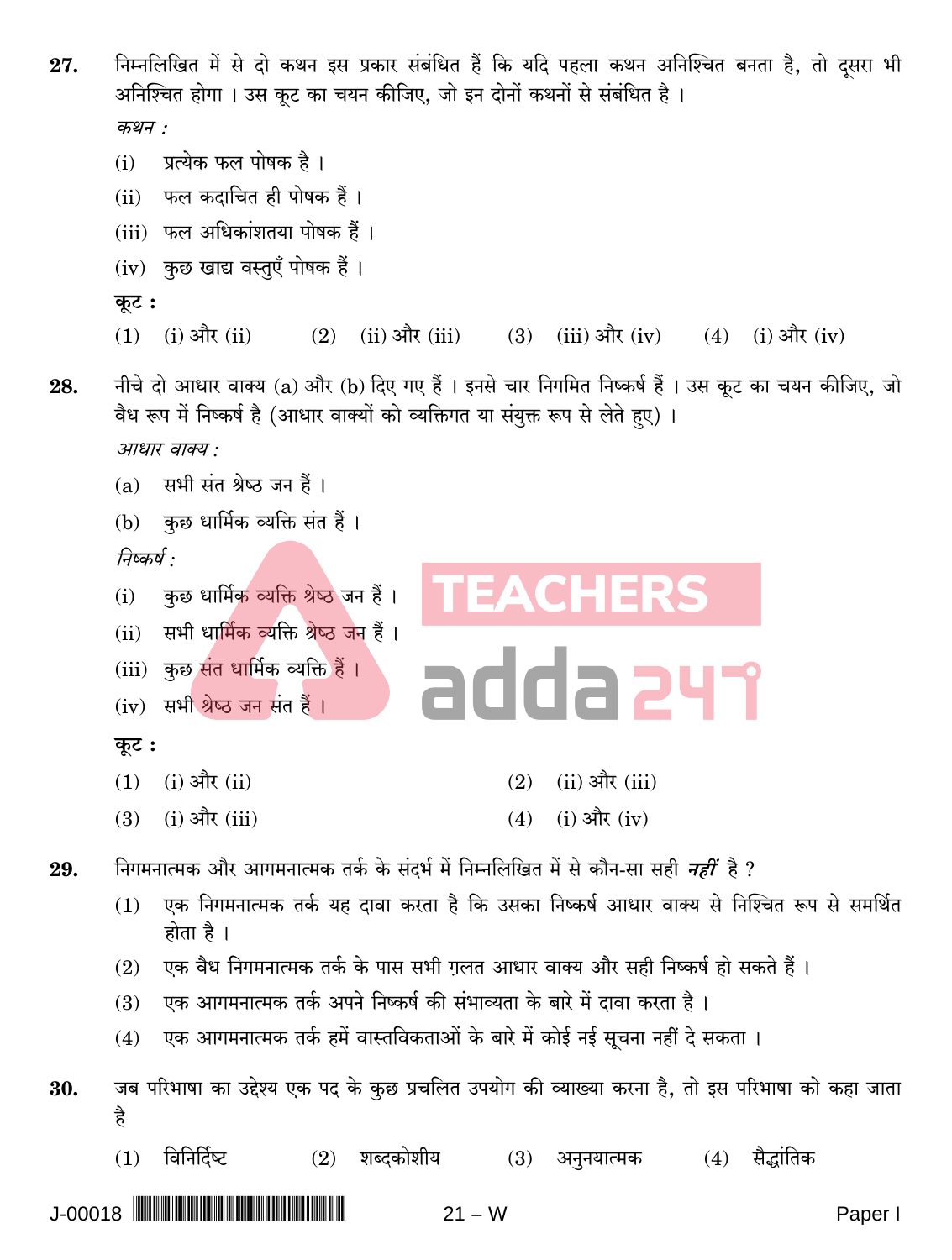**27.** निम्नलिखित में से दो कथन इस प्रकार संबंधित हैं कि यदि पहला कथन अनिश्चित बनता है, तो दूसरा भी अनिश्चित होगा । उस कूट का चयन कीजिए, जो इन दोनों कथनों से संबंधित है ।

*कथन :*

(i) प्रत्येक फल पोषक है ।

(ii) फल कदाचित ही पोषक हैं ।

(iii) फल अधिकांशतया पोषक हैं ।

(iv) कुछ खाद्य वस्तुएँ पोषक हैं ।

**कूट :**

(1) (i) और (ii) (2) (ii) और (iii) (3) (iii) और (iv) (4) (i) और (iv)

**28.** नीचे दो आधार वाक्य (a) और (b) दिए गए हैं । इनसे चार निगमित निष्कर्ष हैं । उस कूट का चयन कीजिए, जो वैध रूप में निष्कर्ष है (आधार वाक्यों को व्यक्तिगत या संयुक्त रूप से लेते हुए) ।

*आधार वाक्य :*

(a) सभी संत श्रेष्ठ जन हैं ।

(b) कुछ धार्मिक व्यक्ति संत हैं ।

*निष्कर्ष :*

(i) कुछ धार्मिक व्यक्ति श्रेष्ठ जन हैं ।

(ii) सभी धार्मिक व्यक्ति श्रेष्ठ जन हैं ।

(iii) कुछ संत धार्मिक व्यक्ति हैं ।

(iv) सभी श्रेष्ठ जन संत हैं ।

**कूट :**

(1) (i) और (ii) (2) (ii) और (iii)

(3) (i) और (iii) (4) (i) और (iv)

**29.** निगमनात्मक और आगमनात्मक तर्क के संदर्भ में निम्नलिखित में से कौन-सा सही ***नहीं*** है ?

(1) एक निगमनात्मक तर्क यह दावा करता है कि उसका निष्कर्ष आधार वाक्य से निश्चित रूप से समर्थित होता है ।

(2) एक वैध निगमनात्मक तर्क के पास सभी ग़लत आधार वाक्य और सही निष्कर्ष हो सकते हैं ।

(3) एक आगमनात्मक तर्क अपने निष्कर्ष की संभाव्यता के बारे में दावा करता है ।

(4) एक आगमनात्मक तर्क हमें वास्तविकताओं के बारे में कोई नई सूचना नहीं दे सकता ।

**30.** जब परिभाषा का उद्देश्य एक पद के कुछ प्रचलित उपयोग की व्याख्या करना है, तो इस परिभाषा को कहा जाता है

(1) विनिर्दिष्ट (2) शब्दकोशीय (3) अनुनयात्मक (4) सैद्धांतिक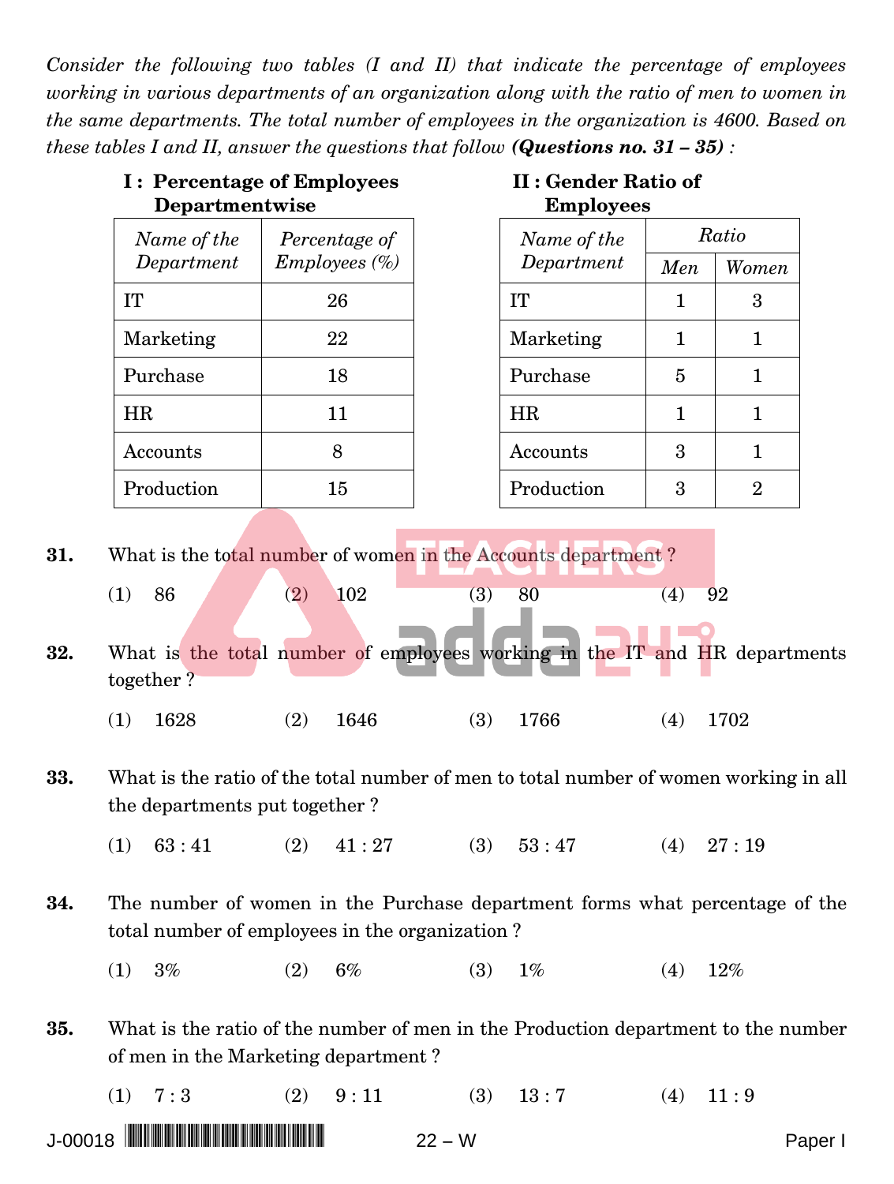*Consider the following two tables (I and II) that indicate the percentage of employees working in various departments of an organization along with the ratio of men to women in the same departments. The total number of employees in the organization is 4600. Based on these tables I and II, answer the questions that follow **(Questions no. 31 – 35)** :*

**I : Percentage of Employees Departmentwise**

| *Name of the Department* | *Percentage of Employees (%)* |
|---|---|
| IT | 26 |
| Marketing | 22 |
| Purchase | 18 |
| HR | 11 |
| Accounts | 8 |
| Production | 15 |

**II : Gender Ratio of Employees**

| *Name of the Department* | *Ratio* | |
|---|---|---|
| | *Men* | *Women* |
| IT | 1 | 3 |
| Marketing | 1 | 1 |
| Purchase | 5 | 1 |
| HR | 1 | 1 |
| Accounts | 3 | 1 |
| Production | 3 | 2 |

**31.** What is the total number of women in the Accounts department ?

(1) 86 (2) 102 (3) 80 (4) 92

**32.** What is the total number of employees working in the IT and HR departments together ?

(1) 1628 (2) 1646 (3) 1766 (4) 1702

**33.** What is the ratio of the total number of men to total number of women working in all the departments put together ?

(1) 63 : 41 (2) 41 : 27 (3) 53 : 47 (4) 27 : 19

**34.** The number of women in the Purchase department forms what percentage of the total number of employees in the organization ?

(1) 3% (2) 6% (3) 1% (4) 12%

**35.** What is the ratio of the number of men in the Production department to the number of men in the Marketing department ?

(1) 7 : 3 (2) 9 : 11 (3) 13 : 7 (4) 11 : 9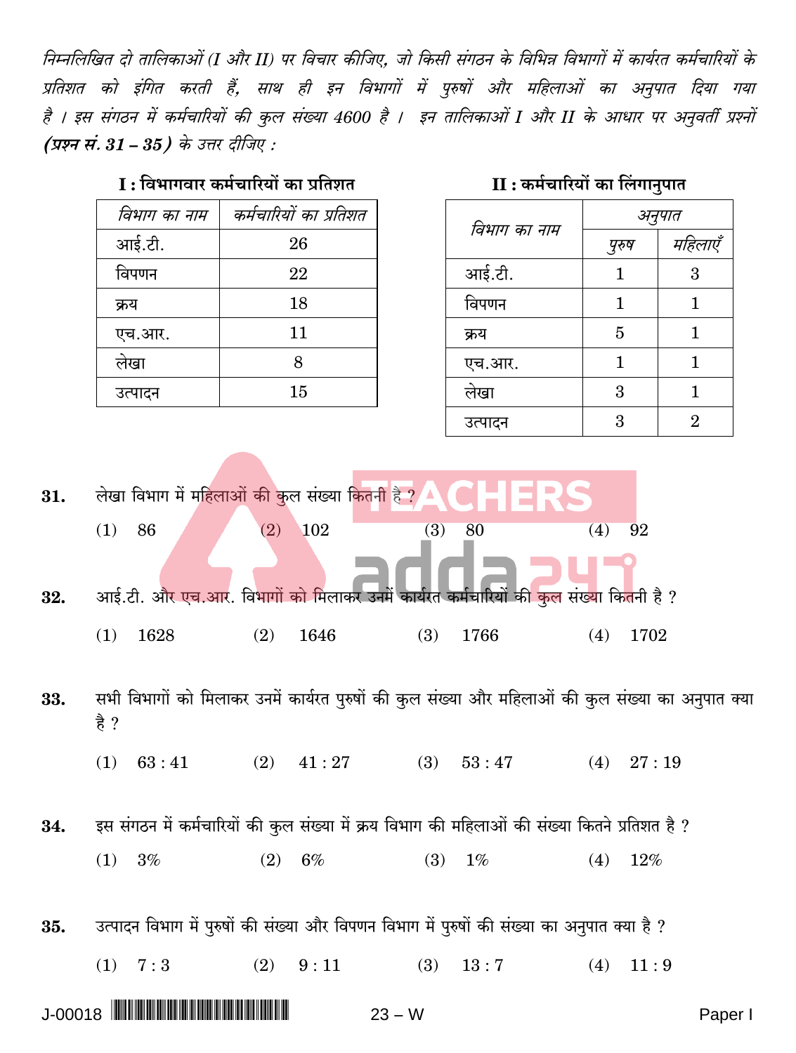*निम्नलिखित दो तालिकाओं (I और II) पर विचार कीजिए, जो किसी संगठन के विभिन्न विभागों में कार्यरत कर्मचारियों के प्रतिशत को इंगित करती हैं, साथ ही इन विभागों में पुरुषों और महिलाओं का अनुपात दिया गया है । इस संगठन में कर्मचारियों की कुल संख्या 4600 है । इन तालिकाओं I और II के आधार पर अनुवर्ती प्रश्नों* ***(प्रश्न सं. 31 – 35)*** *के उत्तर दीजिए :*

**I : विभागवार कर्मचारियों का प्रतिशत**

| *विभाग का नाम* | *कर्मचारियों का प्रतिशत* |
|---|---|
| आई.टी. | 26 |
| विपणन | 22 |
| क्रय | 18 |
| एच.आर. | 11 |
| लेखा | 8 |
| उत्पादन | 15 |

**II : कर्मचारियों का लिंगानुपात**

| *विभाग का नाम* | *अनुपात* | |
|---|---|---|
| | *पुरुष* | *महिलाएँ* |
| आई.टी. | 1 | 3 |
| विपणन | 1 | 1 |
| क्रय | 5 | 1 |
| एच.आर. | 1 | 1 |
| लेखा | 3 | 1 |
| उत्पादन | 3 | 2 |

**31.** लेखा विभाग में महिलाओं की कुल संख्या कितनी है ?

(1) 86 (2) 102 (3) 80 (4) 92

**32.** आई.टी. और एच.आर. विभागों को मिलाकर उनमें कार्यरत कर्मचारियों की कुल संख्या कितनी है ?

(1) 1628 (2) 1646 (3) 1766 (4) 1702

**33.** सभी विभागों को मिलाकर उनमें कार्यरत पुरुषों की कुल संख्या और महिलाओं की कुल संख्या का अनुपात क्या है ?

(1) 63 : 41 (2) 41 : 27 (3) 53 : 47 (4) 27 : 19

**34.** इस संगठन में कर्मचारियों की कुल संख्या में क्रय विभाग की महिलाओं की संख्या कितने प्रतिशत है ?

(1) 3% (2) 6% (3) 1% (4) 12%

**35.** उत्पादन विभाग में पुरुषों की संख्या और विपणन विभाग में पुरुषों की संख्या का अनुपात क्या है ?

(1) 7 : 3 (2) 9 : 11 (3) 13 : 7 (4) 11 : 9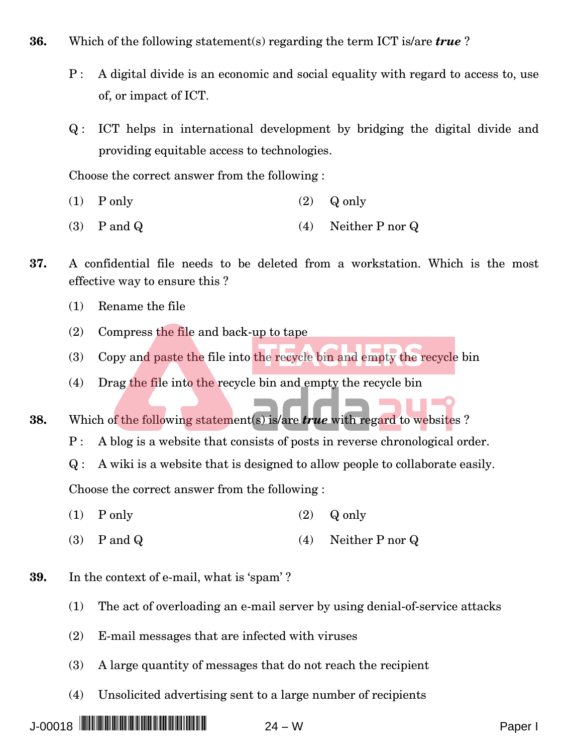**36.** Which of the following statement(s) regarding the term ICT is/are ***true*** ?

P : A digital divide is an economic and social equality with regard to access to, use of, or impact of ICT.

Q : ICT helps in international development by bridging the digital divide and providing equitable access to technologies.

Choose the correct answer from the following :

(1) P only
(2) Q only
(3) P and Q
(4) Neither P nor Q

**37.** A confidential file needs to be deleted from a workstation. Which is the most effective way to ensure this ?

(1) Rename the file
(2) Compress the file and back-up to tape
(3) Copy and paste the file into the recycle bin and empty the recycle bin
(4) Drag the file into the recycle bin and empty the recycle bin

**38.** Which of the following statement(s) is/are ***true*** with regard to websites ?

P : A blog is a website that consists of posts in reverse chronological order.

Q : A wiki is a website that is designed to allow people to collaborate easily.

Choose the correct answer from the following :

(1) P only
(2) Q only
(3) P and Q
(4) Neither P nor Q

**39.** In the context of e-mail, what is 'spam' ?

(1) The act of overloading an e-mail server by using denial-of-service attacks
(2) E-mail messages that are infected with viruses
(3) A large quantity of messages that do not reach the recipient
(4) Unsolicited advertising sent to a large number of recipients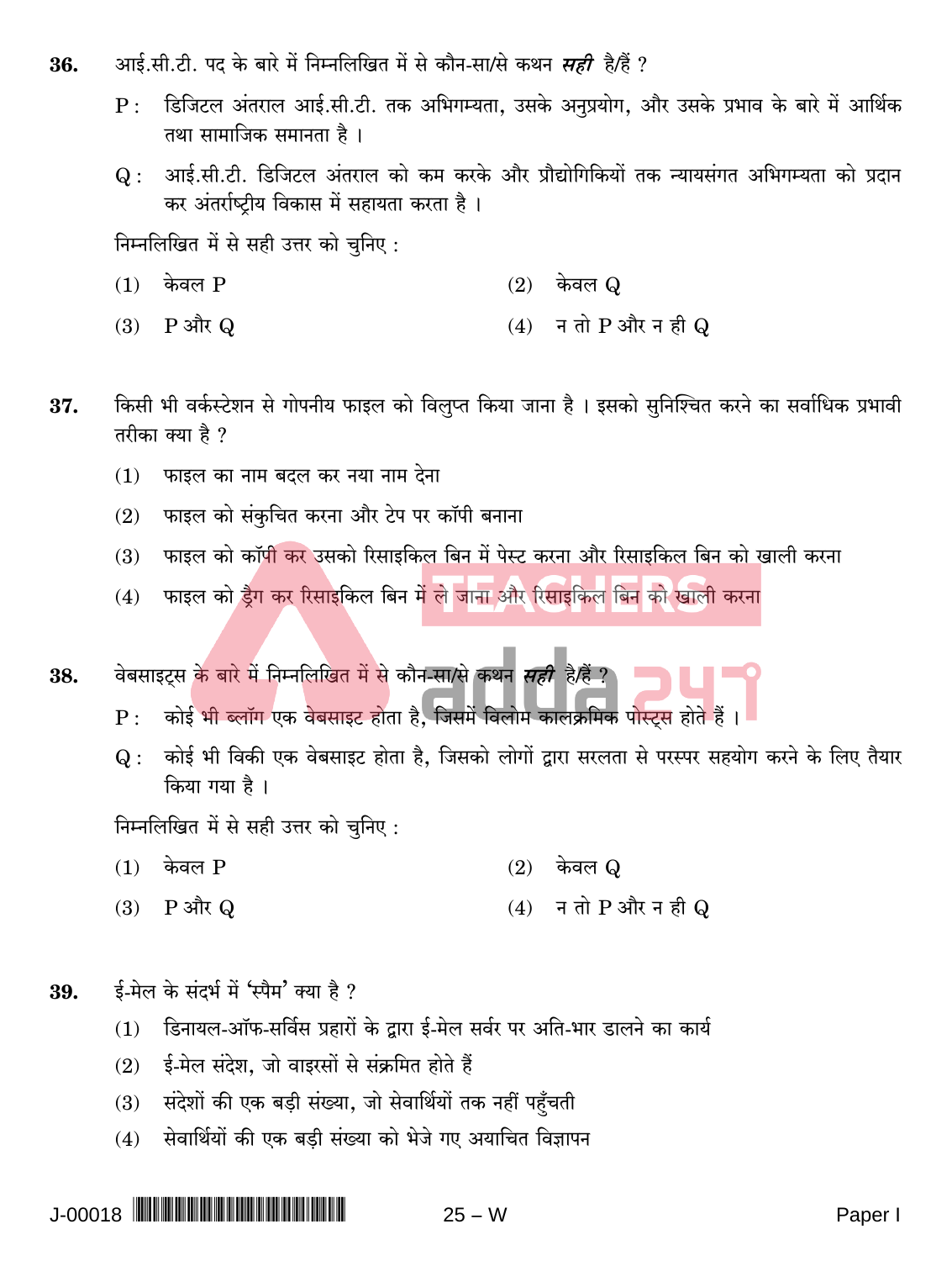36. आई.सी.टी. पद के बारे में निम्नलिखित में से कौन-सा/से कथन ***सही*** है/हैं ?

P : डिजिटल अंतराल आई.सी.टी. तक अभिगम्यता, उसके अनुप्रयोग, और उसके प्रभाव के बारे में आर्थिक तथा सामाजिक समानता है ।

Q : आई.सी.टी. डिजिटल अंतराल को कम करके और प्रौद्योगिकियों तक न्यायसंगत अभिगम्यता को प्रदान कर अंतर्राष्ट्रीय विकास में सहायता करता है ।

निम्नलिखित में से सही उत्तर को चुनिए :

(1) केवल P
(2) केवल Q
(3) P और Q
(4) न तो P और न ही Q

37. किसी भी वर्कस्टेशन से गोपनीय फाइल को विलुप्त किया जाना है । इसको सुनिश्चित करने का सर्वाधिक प्रभावी तरीका क्या है ?

(1) फाइल का नाम बदल कर नया नाम देना
(2) फाइल को संकुचित करना और टेप पर कॉपी बनाना
(3) फाइल को कॉपी कर उसको रिसाइकिल बिन में पेस्ट करना और रिसाइकिल बिन को खाली करना
(4) फाइल को ड्रैग कर रिसाइकिल बिन में ले जाना और रिसाइकिल बिन को खाली करना

38. वेबसाइट्स के बारे में निम्नलिखित में से कौन-सा/से कथन ***सही*** है/हैं ?

P : कोई भी ब्लॉग एक वेबसाइट होता है, जिसमें विलोम कालक्रमिक पोस्ट्स होते हैं ।

Q : कोई भी विकी एक वेबसाइट होता है, जिसको लोगों द्वारा सरलता से परस्पर सहयोग करने के लिए तैयार किया गया है ।

निम्नलिखित में से सही उत्तर को चुनिए :

(1) केवल P
(2) केवल Q
(3) P और Q
(4) न तो P और न ही Q

39. ई-मेल के संदर्भ में 'स्पैम' क्या है ?

(1) डिनायल-ऑफ-सर्विस प्रहारों के द्वारा ई-मेल सर्वर पर अति-भार डालने का कार्य
(2) ई-मेल संदेश, जो वाइरसों से संक्रमित होते हैं
(3) संदेशों की एक बड़ी संख्या, जो सेवार्थियों तक नहीं पहुँचती
(4) सेवार्थियों की एक बड़ी संख्या को भेजे गए अयाचित विज्ञापन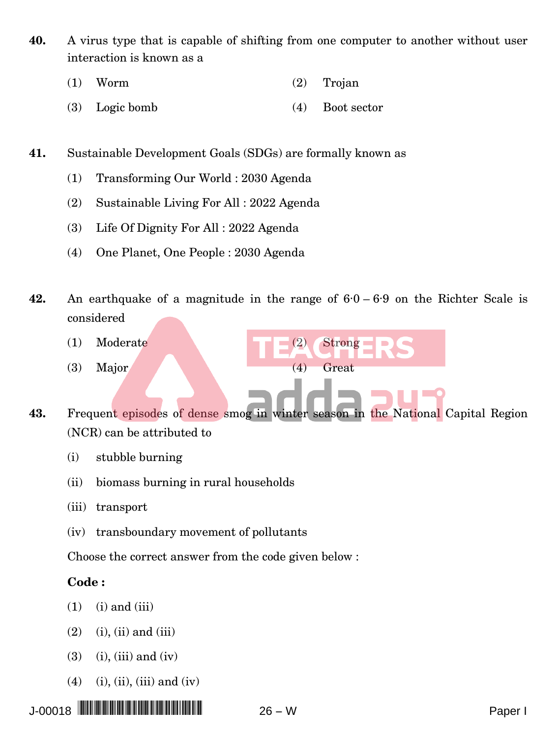**40.** A virus type that is capable of shifting from one computer to another without user interaction is known as a

(1) Worm
(2) Trojan
(3) Logic bomb
(4) Boot sector

**41.** Sustainable Development Goals (SDGs) are formally known as

(1) Transforming Our World : 2030 Agenda
(2) Sustainable Living For All : 2022 Agenda
(3) Life Of Dignity For All : 2022 Agenda
(4) One Planet, One People : 2030 Agenda

**42.** An earthquake of a magnitude in the range of 6·0 – 6·9 on the Richter Scale is considered

(1) Moderate
(2) Strong
(3) Major
(4) Great

**43.** Frequent episodes of dense smog in winter season in the National Capital Region (NCR) can be attributed to

(i) stubble burning
(ii) biomass burning in rural households
(iii) transport
(iv) transboundary movement of pollutants

Choose the correct answer from the code given below :

**Code :**

(1) (i) and (iii)
(2) (i), (ii) and (iii)
(3) (i), (iii) and (iv)
(4) (i), (ii), (iii) and (iv)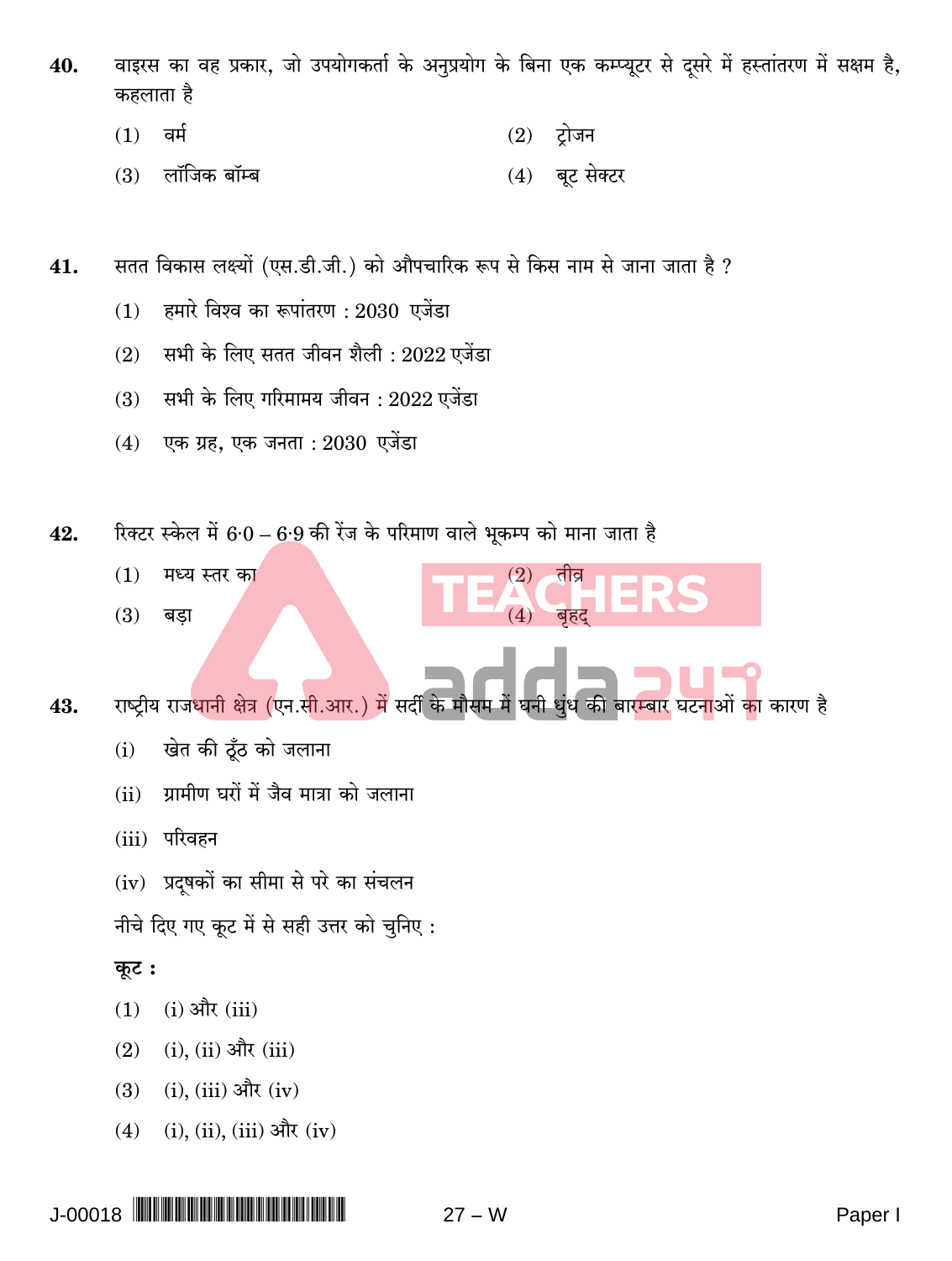**40.** वाइरस का वह प्रकार, जो उपयोगकर्ता के अनुप्रयोग के बिना एक कम्प्यूटर से दूसरे में हस्तांतरण में सक्षम है, कहलाता है

(1) वर्म  (2) ट्रोजन

(3) लॉजिक बॉम्ब  (4) बूट सेक्टर

**41.** सतत विकास लक्ष्यों (एस.डी.जी.) को औपचारिक रूप से किस नाम से जाना जाता है ?

(1) हमारे विश्व का रूपांतरण : 2030 एजेंडा

(2) सभी के लिए सतत जीवन शैली : 2022 एजेंडा

(3) सभी के लिए गरिमामय जीवन : 2022 एजेंडा

(4) एक ग्रह, एक जनता : 2030 एजेंडा

**42.** रिक्टर स्केल में 6·0 – 6·9 की रेंज के परिमाण वाले भूकम्प को माना जाता है

(1) मध्य स्तर का  (2) तीव्र

(3) बड़ा  (4) बृहद्

**43.** राष्ट्रीय राजधानी क्षेत्र (एन.सी.आर.) में सर्दी के मौसम में घनी धुंध की बारम्बार घटनाओं का कारण है

(i) खेत की ठूँठ को जलाना

(ii) ग्रामीण घरों में जैव मात्रा को जलाना

(iii) परिवहन

(iv) प्रदूषकों का सीमा से परे का संचलन

नीचे दिए गए कूट में से सही उत्तर को चुनिए :

**कूट :**

(1) (i) और (iii)

(2) (i), (ii) और (iii)

(3) (i), (iii) और (iv)

(4) (i), (ii), (iii) और (iv)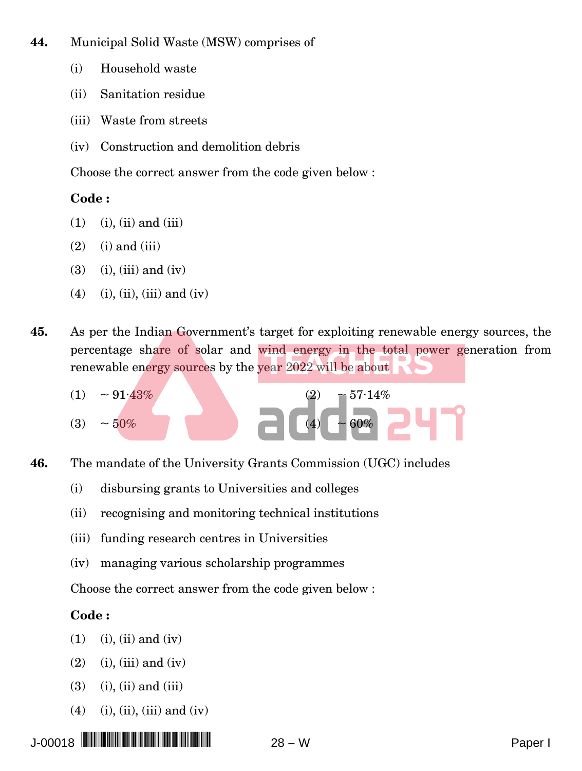44. Municipal Solid Waste (MSW) comprises of

   (i) Household waste

   (ii) Sanitation residue

   (iii) Waste from streets

   (iv) Construction and demolition debris

   Choose the correct answer from the code given below :

   **Code :**

   (1) (i), (ii) and (iii)

   (2) (i) and (iii)

   (3) (i), (iii) and (iv)

   (4) (i), (ii), (iii) and (iv)

45. As per the Indian Government's target for exploiting renewable energy sources, the percentage share of solar and wind energy in the total power generation from renewable energy sources by the year 2022 will be about

   (1) $\sim 91{\cdot}43\%$

   (2) $\sim 57{\cdot}14\%$

   (3) $\sim 50\%$

   (4) $\sim 60\%$

46. The mandate of the University Grants Commission (UGC) includes

   (i) disbursing grants to Universities and colleges

   (ii) recognising and monitoring technical institutions

   (iii) funding research centres in Universities

   (iv) managing various scholarship programmes

   Choose the correct answer from the code given below :

   **Code :**

   (1) (i), (ii) and (iv)

   (2) (i), (iii) and (iv)

   (3) (i), (ii) and (iii)

   (4) (i), (ii), (iii) and (iv)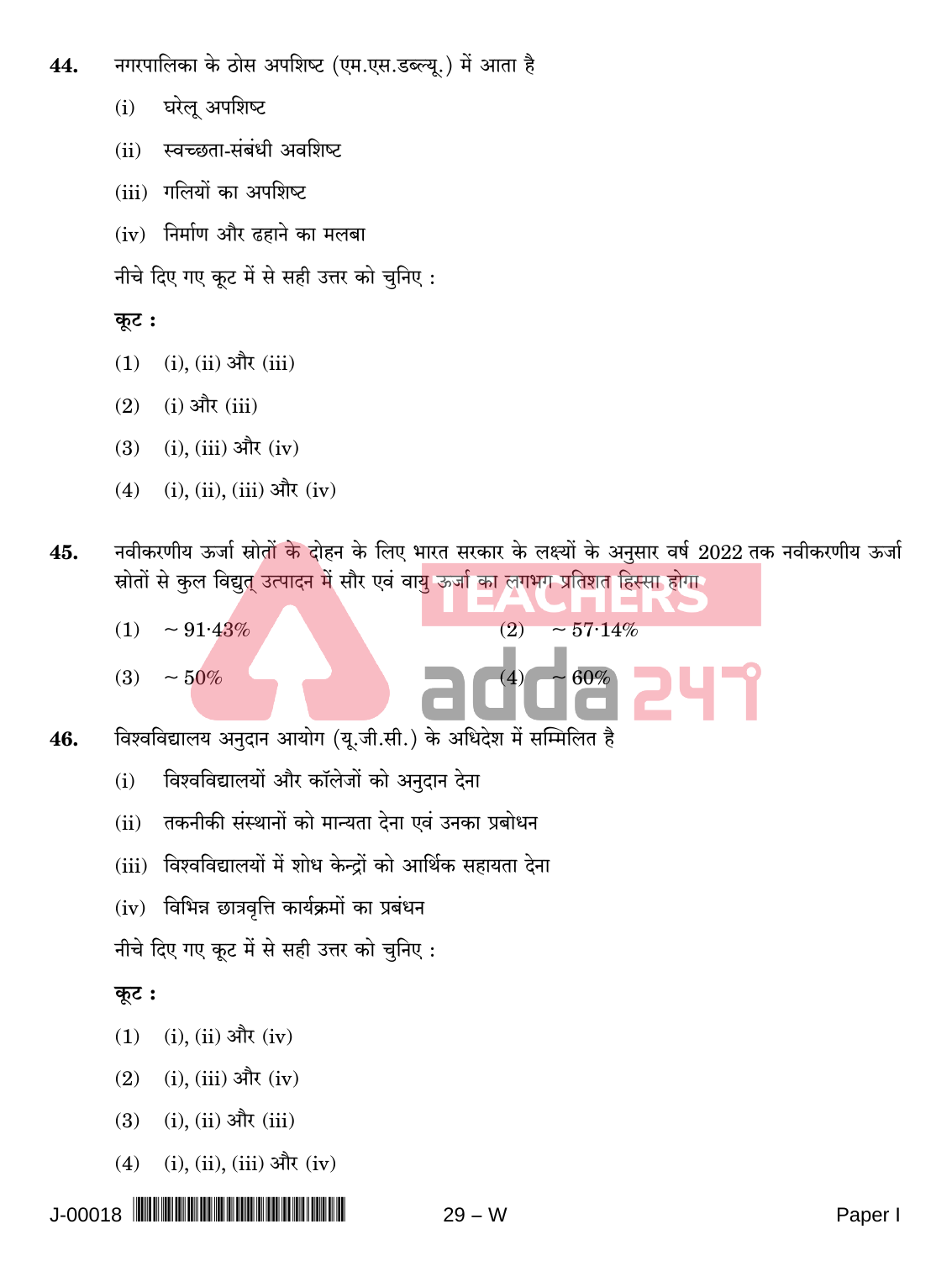**44.** नगरपालिका के ठोस अपशिष्ट (एम.एस.डब्ल्यू.) में आता है

(i) घरेलू अपशिष्ट

(ii) स्वच्छता-संबंधी अवशिष्ट

(iii) गलियों का अपशिष्ट

(iv) निर्माण और ढहाने का मलबा

नीचे दिए गए कूट में से सही उत्तर को चुनिए :

**कूट :**

(1) (i), (ii) और (iii)

(2) (i) और (iii)

(3) (i), (iii) और (iv)

(4) (i), (ii), (iii) और (iv)

**45.** नवीकरणीय ऊर्जा स्रोतों के दोहन के लिए भारत सरकार के लक्ष्यों के अनुसार वर्ष 2022 तक नवीकरणीय ऊर्जा स्रोतों से कुल विद्युत् उत्पादन में सौर एवं वायु ऊर्जा का लगभग प्रतिशत हिस्सा होगा

(1) $\sim$ 91·43%

(2) $\sim$ 57·14%

(3) $\sim$ 50%

(4) $\sim$ 60%

**46.** विश्वविद्यालय अनुदान आयोग (यू.जी.सी.) के अधिदेश में सम्मिलित है

(i) विश्वविद्यालयों और कॉलेजों को अनुदान देना

(ii) तकनीकी संस्थानों को मान्यता देना एवं उनका प्रबोधन

(iii) विश्वविद्यालयों में शोध केन्द्रों को आर्थिक सहायता देना

(iv) विभिन्न छात्रवृत्ति कार्यक्रमों का प्रबंधन

नीचे दिए गए कूट में से सही उत्तर को चुनिए :

**कूट :**

(1) (i), (ii) और (iv)

(2) (i), (iii) और (iv)

(3) (i), (ii) और (iii)

(4) (i), (ii), (iii) और (iv)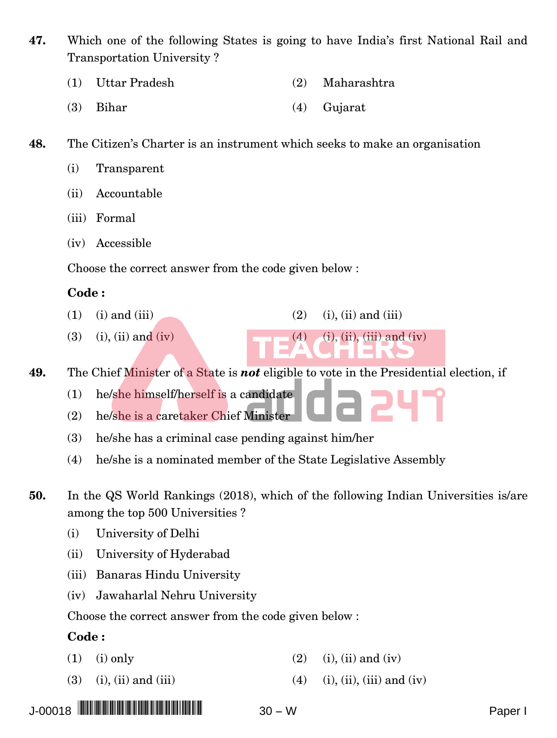**47.** Which one of the following States is going to have India's first National Rail and Transportation University ?

(1) Uttar Pradesh  (2) Maharashtra

(3) Bihar  (4) Gujarat

**48.** The Citizen's Charter is an instrument which seeks to make an organisation

(i) Transparent

(ii) Accountable

(iii) Formal

(iv) Accessible

Choose the correct answer from the code given below :

**Code :**

(1) (i) and (iii)  (2) (i), (ii) and (iii)

(3) (i), (ii) and (iv)  (4) (i), (ii), (iii) and (iv)

**49.** The Chief Minister of a State is ***not*** eligible to vote in the Presidential election, if

(1) he/she himself/herself is a candidate

(2) he/she is a caretaker Chief Minister

(3) he/she has a criminal case pending against him/her

(4) he/she is a nominated member of the State Legislative Assembly

**50.** In the QS World Rankings (2018), which of the following Indian Universities is/are among the top 500 Universities ?

(i) University of Delhi

(ii) University of Hyderabad

(iii) Banaras Hindu University

(iv) Jawaharlal Nehru University

Choose the correct answer from the code given below :

**Code :**

(1) (i) only  (2) (i), (ii) and (iv)

(3) (i), (ii) and (iii)  (4) (i), (ii), (iii) and (iv)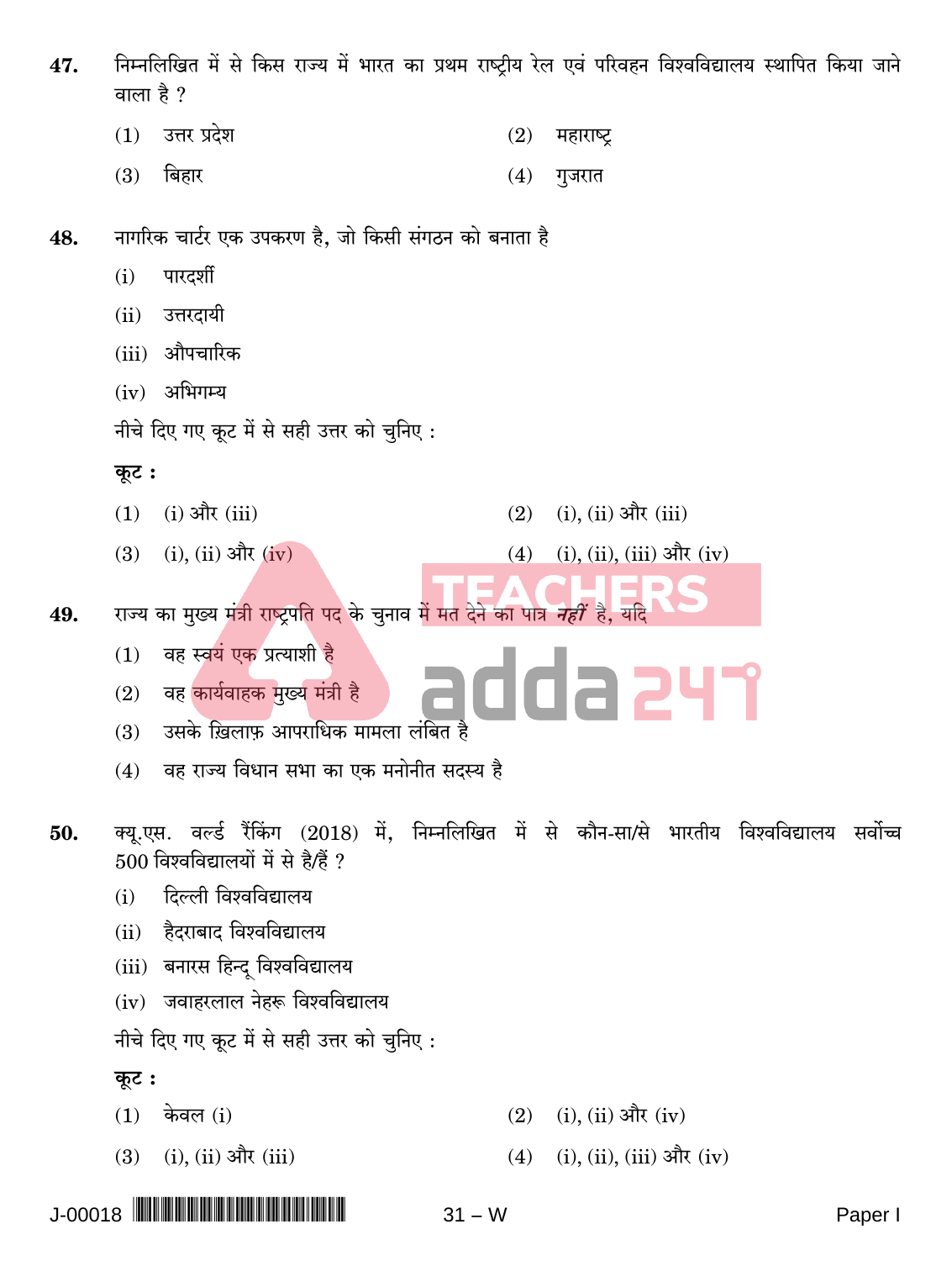**47.** निम्नलिखित में से किस राज्य में भारत का प्रथम राष्ट्रीय रेल एवं परिवहन विश्वविद्यालय स्थापित किया जाने वाला है ?

(1) उत्तर प्रदेश
(2) महाराष्ट्र
(3) बिहार
(4) गुजरात

**48.** नागरिक चार्टर एक उपकरण है, जो किसी संगठन को बनाता है

(i) पारदर्शी
(ii) उत्तरदायी
(iii) औपचारिक
(iv) अभिगम्य

नीचे दिए गए कूट में से सही उत्तर को चुनिए :

**कूट :**

(1) (i) और (iii)
(2) (i), (ii) और (iii)
(3) (i), (ii) और (iv)
(4) (i), (ii), (iii) और (iv)

**49.** राज्य का मुख्य मंत्री राष्ट्रपति पद के चुनाव में मत देने का पात्र ***नहीं*** है, यदि

(1) वह स्वयं एक प्रत्याशी है
(2) वह कार्यवाहक मुख्य मंत्री है
(3) उसके ख़िलाफ़ आपराधिक मामला लंबित है
(4) वह राज्य विधान सभा का एक मनोनीत सदस्य है

**50.** क्यू.एस. वर्ल्ड रैंकिंग (2018) में, निम्नलिखित में से कौन-सा/से भारतीय विश्वविद्यालय सर्वोच्च 500 विश्वविद्यालयों में से है/हैं ?

(i) दिल्ली विश्वविद्यालय
(ii) हैदराबाद विश्वविद्यालय
(iii) बनारस हिन्दू विश्वविद्यालय
(iv) जवाहरलाल नेहरू विश्वविद्यालय

नीचे दिए गए कूट में से सही उत्तर को चुनिए :

**कूट :**

(1) केवल (i)
(2) (i), (ii) और (iv)
(3) (i), (ii) और (iii)
(4) (i), (ii), (iii) और (iv)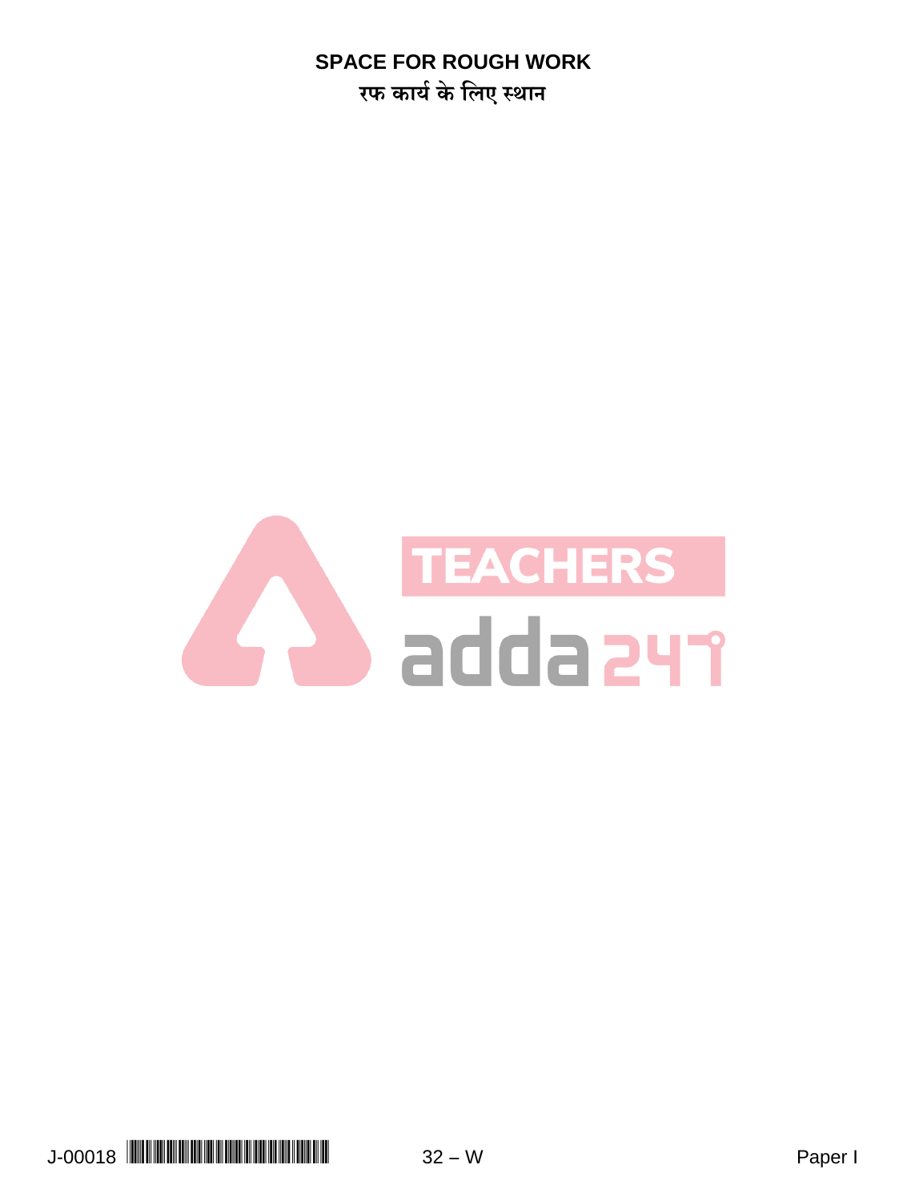**SPACE FOR ROUGH WORK**

**रफ कार्य के लिए स्थान**